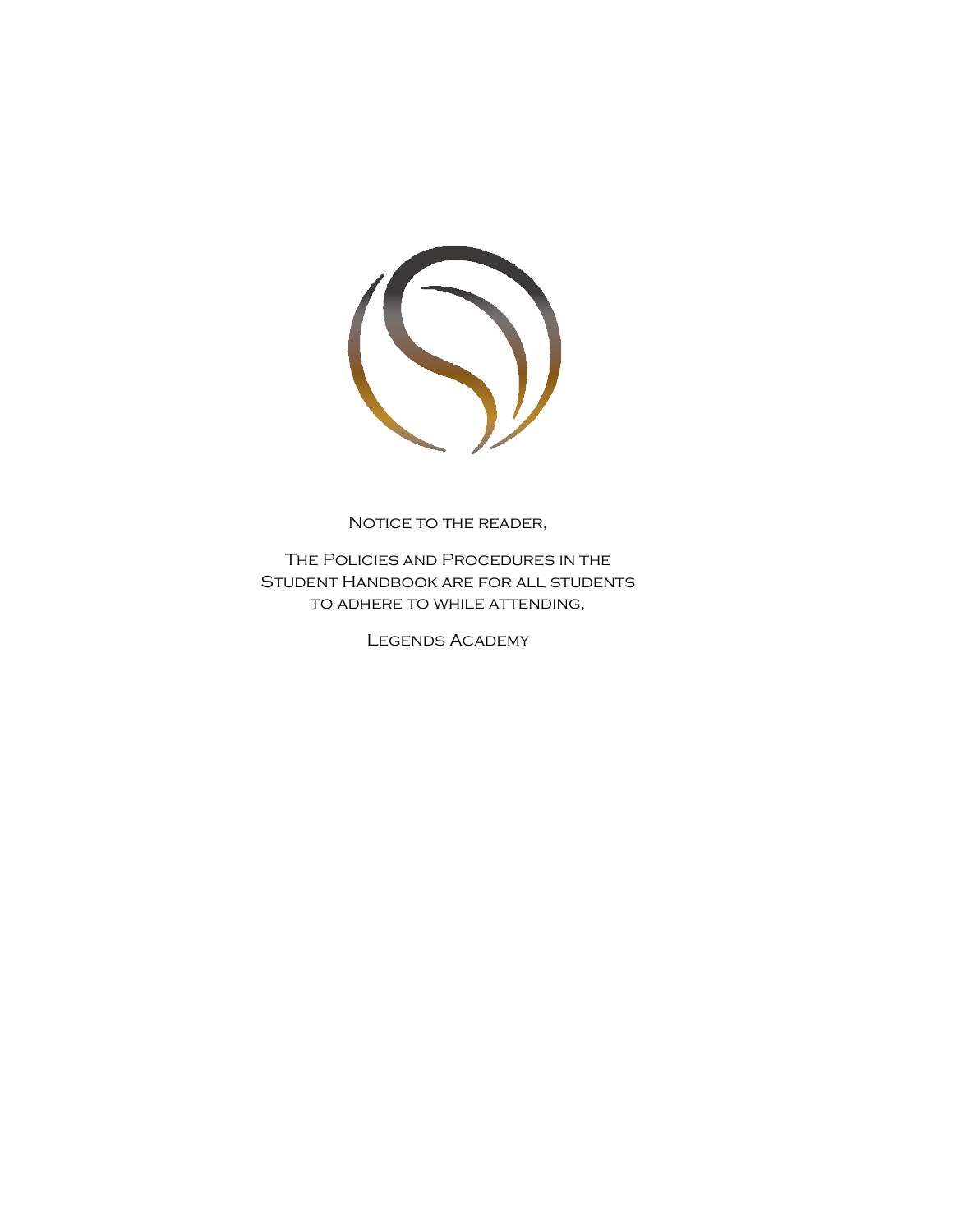Notice to the reader,

The Policies and Procedures in the Student Handbook are for all students to adhere to while attending,

Legends Academy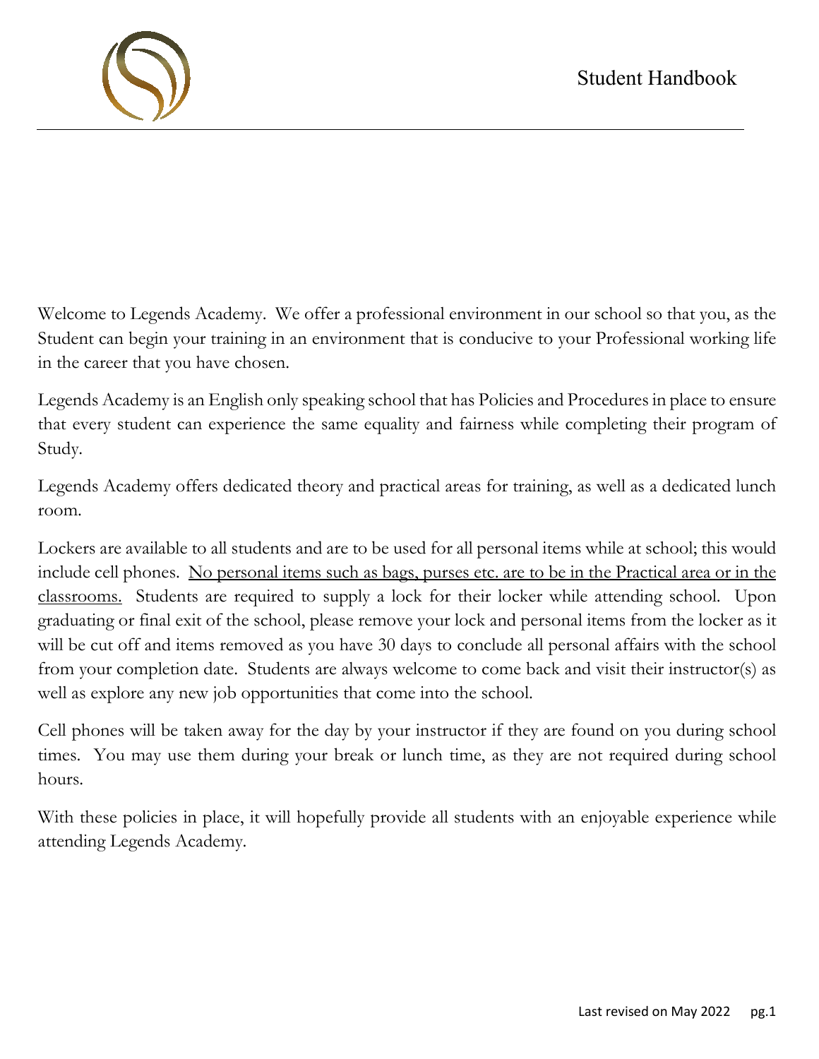# Student Handbook

Welcome to Legends Academy. We offer a professional environment in our school so that you, as the Student can begin your training in an environment that is conducive to your Professional working life in the career that you have chosen.

Legends Academy is an English only speaking school that has Policies and Procedures in place to ensure that every student can experience the same equality and fairness while completing their program of Study.

Legends Academy offers dedicated theory and practical areas for training, as well as a dedicated lunch room.

Lockers are available to all students and are to be used for all personal items while at school; this would include cell phones. <u>No personal items such as bags, purses etc. are to be in the Practical area or in the classrooms.</u> Students are required to supply a lock for their locker while attending school. Upon graduating or final exit of the school, please remove your lock and personal items from the locker as it will be cut off and items removed as you have 30 days to conclude all personal affairs with the school from your completion date. Students are always welcome to come back and visit their instructor(s) as well as explore any new job opportunities that come into the school.

Cell phones will be taken away for the day by your instructor if they are found on you during school times. You may use them during your break or lunch time, as they are not required during school hours.

With these policies in place, it will hopefully provide all students with an enjoyable experience while attending Legends Academy.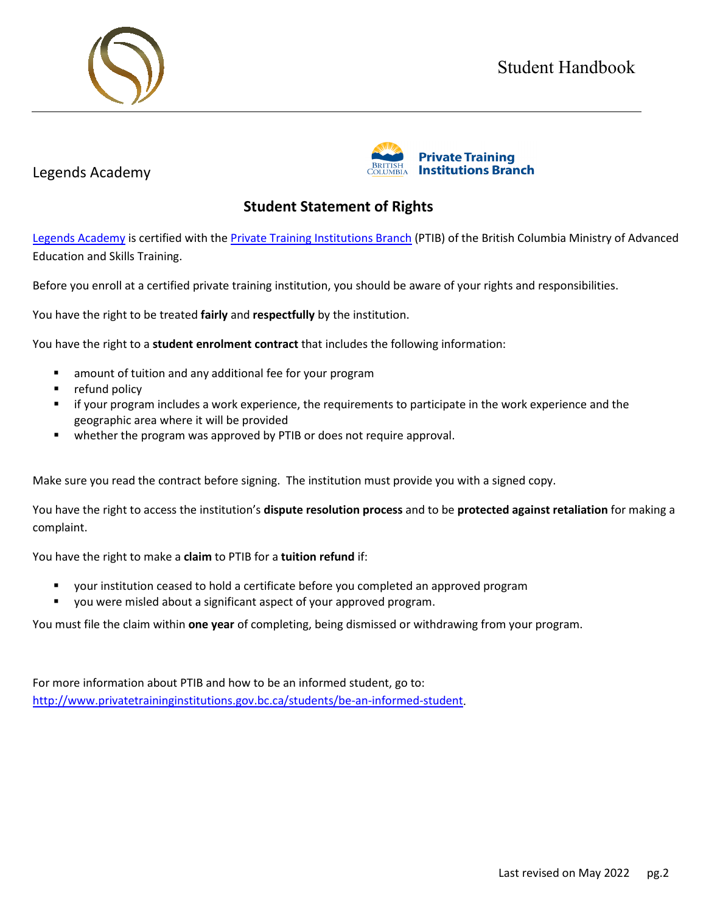Legends Academy

# Student Statement of Rights

[Legends Academy](#) is certified with the [Private Training Institutions Branch](#) (PTIB) of the British Columbia Ministry of Advanced Education and Skills Training.

Before you enroll at a certified private training institution, you should be aware of your rights and responsibilities.

You have the right to be treated **fairly** and **respectfully** by the institution.

You have the right to a **student enrolment contract** that includes the following information:

- amount of tuition and any additional fee for your program
- refund policy
- if your program includes a work experience, the requirements to participate in the work experience and the geographic area where it will be provided
- whether the program was approved by PTIB or does not require approval.

Make sure you read the contract before signing. The institution must provide you with a signed copy.

You have the right to access the institution's **dispute resolution process** and to be **protected against retaliation** for making a complaint.

You have the right to make a **claim** to PTIB for a **tuition refund** if:

- your institution ceased to hold a certificate before you completed an approved program
- you were misled about a significant aspect of your approved program.

You must file the claim within **one year** of completing, being dismissed or withdrawing from your program.

For more information about PTIB and how to be an informed student, go to: [http://www.privatetraininginstitutions.gov.bc.ca/students/be-an-informed-student](http://www.privatetraininginstitutions.gov.bc.ca/students/be-an-informed-student).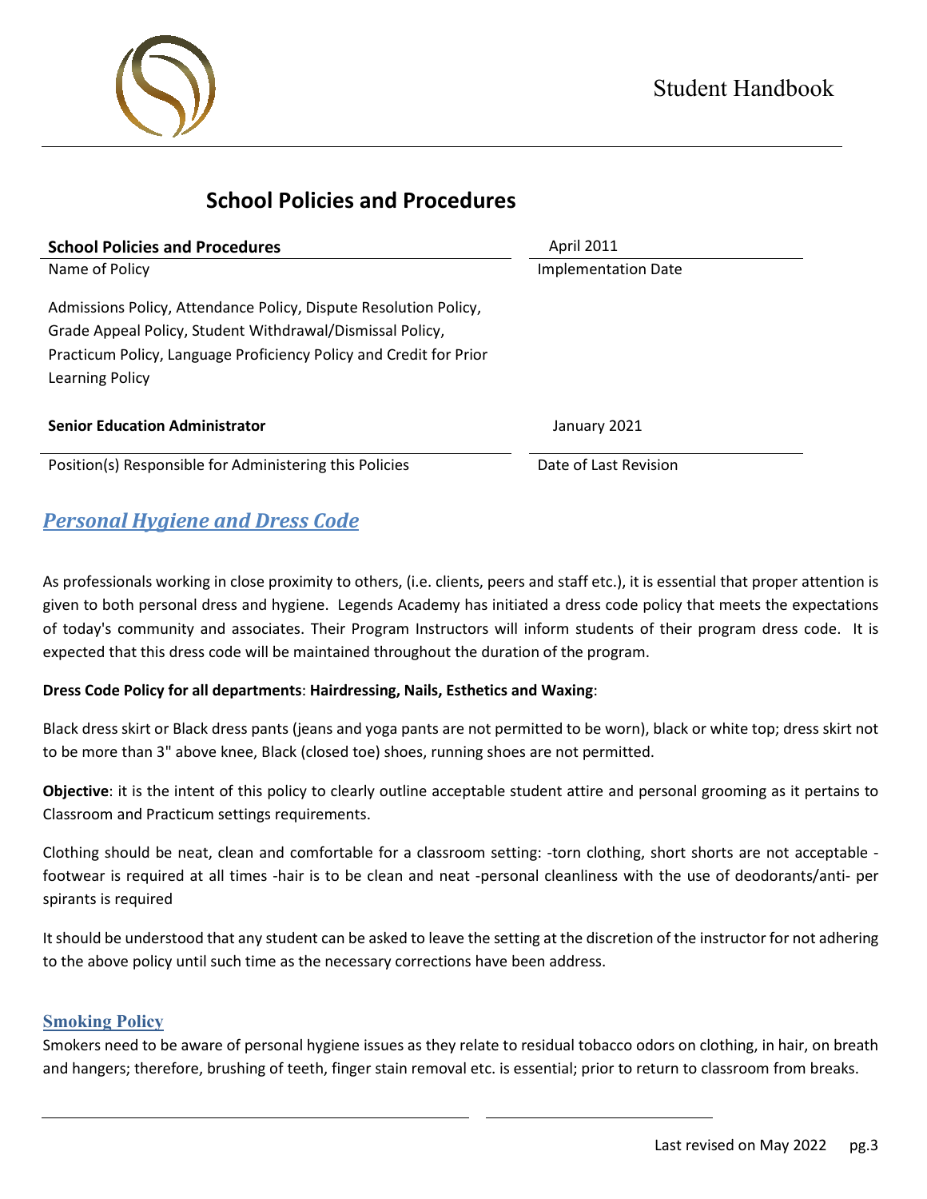# School Policies and Procedures

| **School Policies and Procedures** | April 2011 |
|---|---|
| Name of Policy | Implementation Date |
| Admissions Policy, Attendance Policy, Dispute Resolution Policy, Grade Appeal Policy, Student Withdrawal/Dismissal Policy, Practicum Policy, Language Proficiency Policy and Credit for Prior Learning Policy | |
| **Senior Education Administrator** | January 2021 |
| Position(s) Responsible for Administering this Policies | Date of Last Revision |

## *Personal Hygiene and Dress Code*

As professionals working in close proximity to others, (i.e. clients, peers and staff etc.), it is essential that proper attention is given to both personal dress and hygiene. Legends Academy has initiated a dress code policy that meets the expectations of today's community and associates. Their Program Instructors will inform students of their program dress code. It is expected that this dress code will be maintained throughout the duration of the program.

**Dress Code Policy for all departments**: **Hairdressing, Nails, Esthetics and Waxing**:

Black dress skirt or Black dress pants (jeans and yoga pants are not permitted to be worn), black or white top; dress skirt not to be more than 3" above knee, Black (closed toe) shoes, running shoes are not permitted.

**Objective**: it is the intent of this policy to clearly outline acceptable student attire and personal grooming as it pertains to Classroom and Practicum settings requirements.

Clothing should be neat, clean and comfortable for a classroom setting: -torn clothing, short shorts are not acceptable -footwear is required at all times -hair is to be clean and neat -personal cleanliness with the use of deodorants/anti- per spirants is required

It should be understood that any student can be asked to leave the setting at the discretion of the instructor for not adhering to the above policy until such time as the necessary corrections have been address.

### Smoking Policy

Smokers need to be aware of personal hygiene issues as they relate to residual tobacco odors on clothing, in hair, on breath and hangers; therefore, brushing of teeth, finger stain removal etc. is essential; prior to return to classroom from breaks.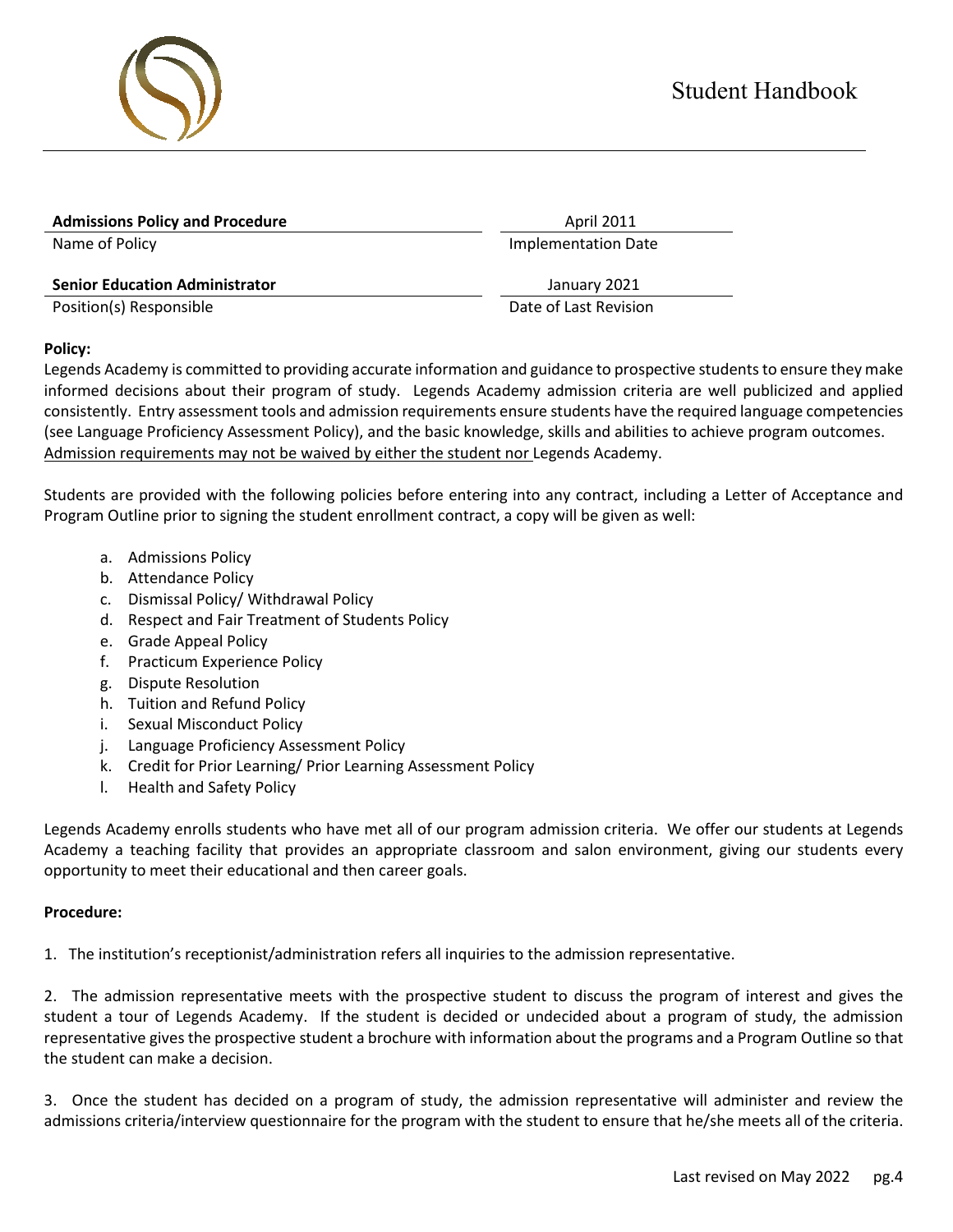| Admissions Policy and Procedure | April 2011 |
| --- | --- |
| Name of Policy | Implementation Date |
| **Senior Education Administrator** | January 2021 |
| Position(s) Responsible | Date of Last Revision |

**Policy:**

Legends Academy is committed to providing accurate information and guidance to prospective students to ensure they make informed decisions about their program of study. Legends Academy admission criteria are well publicized and applied consistently. Entry assessment tools and admission requirements ensure students have the required language competencies (see Language Proficiency Assessment Policy), and the basic knowledge, skills and abilities to achieve program outcomes. <u>Admission requirements may not be waived by either the student nor</u> Legends Academy.

Students are provided with the following policies before entering into any contract, including a Letter of Acceptance and Program Outline prior to signing the student enrollment contract, a copy will be given as well:

a. Admissions Policy
b. Attendance Policy
c. Dismissal Policy/ Withdrawal Policy
d. Respect and Fair Treatment of Students Policy
e. Grade Appeal Policy
f. Practicum Experience Policy
g. Dispute Resolution
h. Tuition and Refund Policy
i. Sexual Misconduct Policy
j. Language Proficiency Assessment Policy
k. Credit for Prior Learning/ Prior Learning Assessment Policy
l. Health and Safety Policy

Legends Academy enrolls students who have met all of our program admission criteria. We offer our students at Legends Academy a teaching facility that provides an appropriate classroom and salon environment, giving our students every opportunity to meet their educational and then career goals.

**Procedure:**

1. The institution's receptionist/administration refers all inquiries to the admission representative.

2. The admission representative meets with the prospective student to discuss the program of interest and gives the student a tour of Legends Academy. If the student is decided or undecided about a program of study, the admission representative gives the prospective student a brochure with information about the programs and a Program Outline so that the student can make a decision.

3. Once the student has decided on a program of study, the admission representative will administer and review the admissions criteria/interview questionnaire for the program with the student to ensure that he/she meets all of the criteria.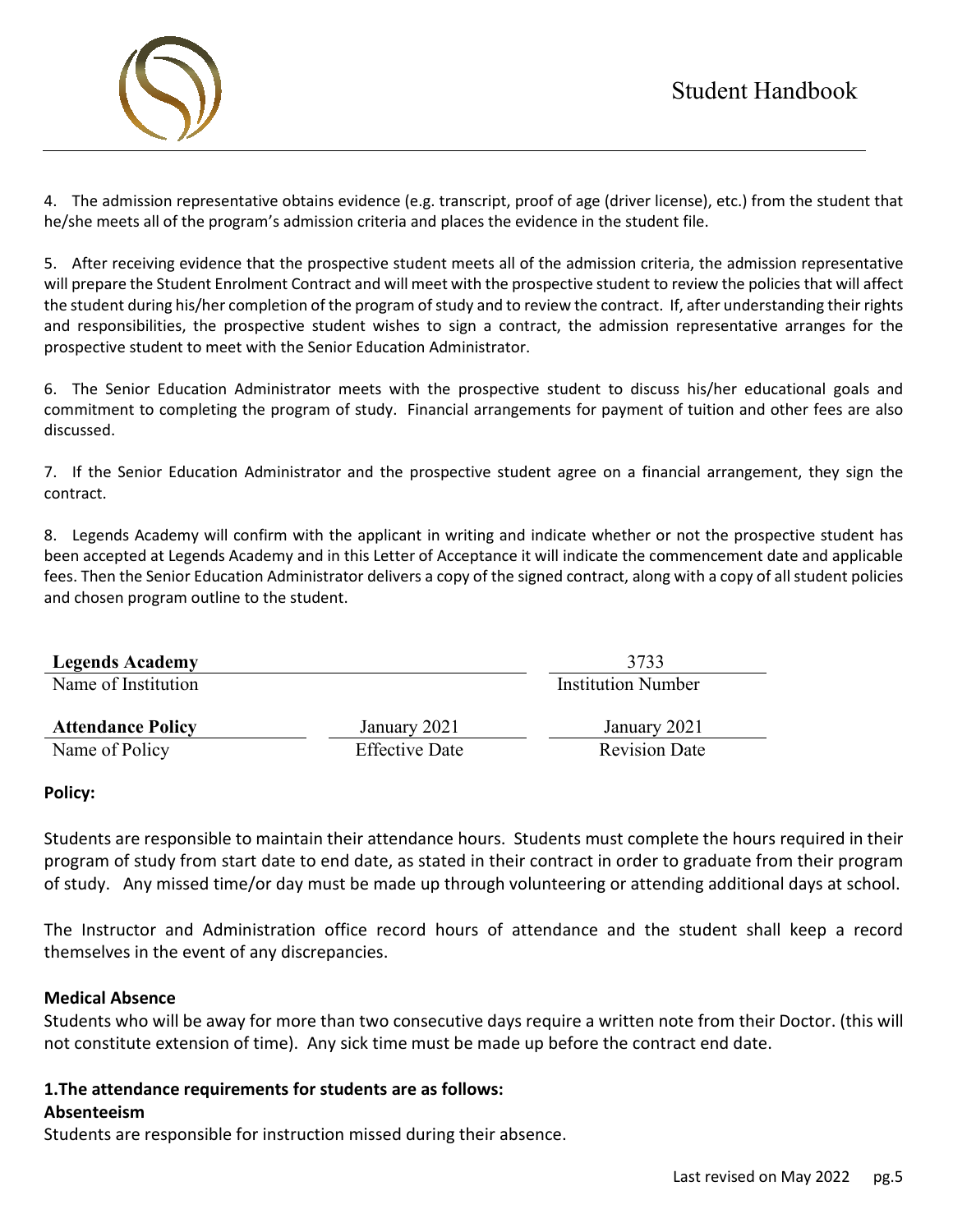4. The admission representative obtains evidence (e.g. transcript, proof of age (driver license), etc.) from the student that he/she meets all of the program's admission criteria and places the evidence in the student file.

5. After receiving evidence that the prospective student meets all of the admission criteria, the admission representative will prepare the Student Enrolment Contract and will meet with the prospective student to review the policies that will affect the student during his/her completion of the program of study and to review the contract. If, after understanding their rights and responsibilities, the prospective student wishes to sign a contract, the admission representative arranges for the prospective student to meet with the Senior Education Administrator.

6. The Senior Education Administrator meets with the prospective student to discuss his/her educational goals and commitment to completing the program of study. Financial arrangements for payment of tuition and other fees are also discussed.

7. If the Senior Education Administrator and the prospective student agree on a financial arrangement, they sign the contract.

8. Legends Academy will confirm with the applicant in writing and indicate whether or not the prospective student has been accepted at Legends Academy and in this Letter of Acceptance it will indicate the commencement date and applicable fees. Then the Senior Education Administrator delivers a copy of the signed contract, along with a copy of all student policies and chosen program outline to the student.

| **Legends Academy** | | 3733 |
|---|---|---|
| Name of Institution | | Institution Number |
| **Attendance Policy** | January 2021 | January 2021 |
| Name of Policy | Effective Date | Revision Date |

**Policy:**

Students are responsible to maintain their attendance hours. Students must complete the hours required in their program of study from start date to end date, as stated in their contract in order to graduate from their program of study. Any missed time/or day must be made up through volunteering or attending additional days at school.

The Instructor and Administration office record hours of attendance and the student shall keep a record themselves in the event of any discrepancies.

**Medical Absence**

Students who will be away for more than two consecutive days require a written note from their Doctor. (this will not constitute extension of time). Any sick time must be made up before the contract end date.

**1.The attendance requirements for students are as follows:**

**Absenteeism**

Students are responsible for instruction missed during their absence.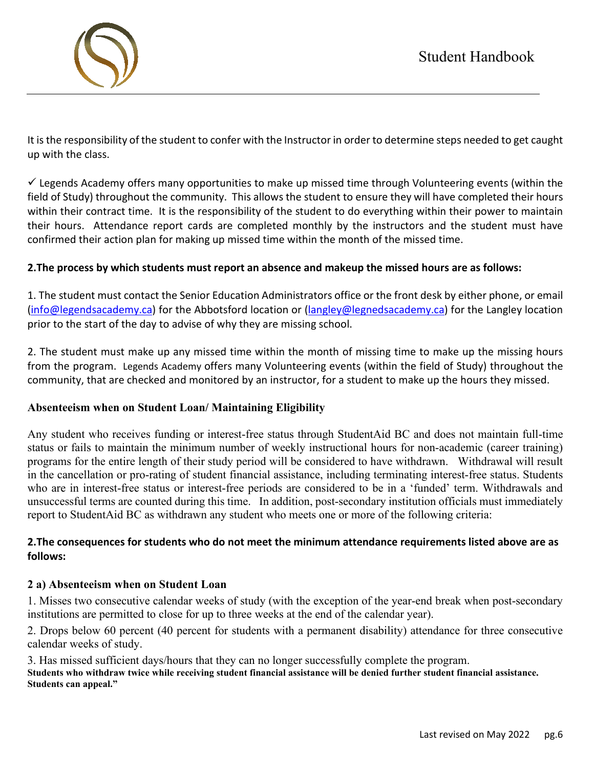It is the responsibility of the student to confer with the Instructor in order to determine steps needed to get caught up with the class.

✓ Legends Academy offers many opportunities to make up missed time through Volunteering events (within the field of Study) throughout the community. This allows the student to ensure they will have completed their hours within their contract time. It is the responsibility of the student to do everything within their power to maintain their hours. Attendance report cards are completed monthly by the instructors and the student must have confirmed their action plan for making up missed time within the month of the missed time.

**2.The process by which students must report an absence and makeup the missed hours are as follows:**

1. The student must contact the Senior Education Administrators office or the front desk by either phone, or email (info@legendsacademy.ca) for the Abbotsford location or (langley@legnedsacademy.ca) for the Langley location prior to the start of the day to advise of why they are missing school.

2. The student must make up any missed time within the month of missing time to make up the missing hours from the program. Legends Academy offers many Volunteering events (within the field of Study) throughout the community, that are checked and monitored by an instructor, for a student to make up the hours they missed.

**Absenteeism when on Student Loan/ Maintaining Eligibility**

Any student who receives funding or interest-free status through StudentAid BC and does not maintain full-time status or fails to maintain the minimum number of weekly instructional hours for non-academic (career training) programs for the entire length of their study period will be considered to have withdrawn. Withdrawal will result in the cancellation or pro-rating of student financial assistance, including terminating interest-free status. Students who are in interest-free status or interest-free periods are considered to be in a 'funded' term. Withdrawals and unsuccessful terms are counted during this time. In addition, post-secondary institution officials must immediately report to StudentAid BC as withdrawn any student who meets one or more of the following criteria:

**2.The consequences for students who do not meet the minimum attendance requirements listed above are as follows:**

**2 a) Absenteeism when on Student Loan**

1. Misses two consecutive calendar weeks of study (with the exception of the year-end break when post-secondary institutions are permitted to close for up to three weeks at the end of the calendar year).

2. Drops below 60 percent (40 percent for students with a permanent disability) attendance for three consecutive calendar weeks of study.

3. Has missed sufficient days/hours that they can no longer successfully complete the program.

**Students who withdraw twice while receiving student financial assistance will be denied further student financial assistance. Students can appeal."**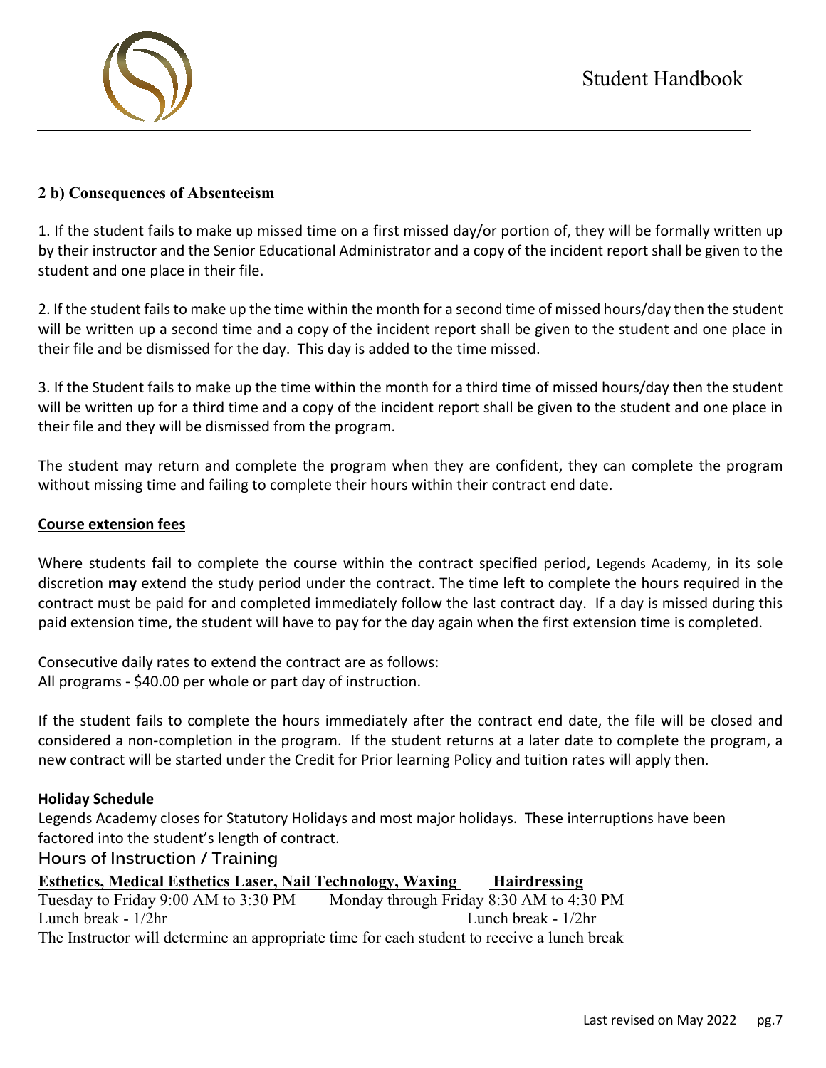## 2 b) Consequences of Absenteeism

1. If the student fails to make up missed time on a first missed day/or portion of, they will be formally written up by their instructor and the Senior Educational Administrator and a copy of the incident report shall be given to the student and one place in their file.

2. If the student fails to make up the time within the month for a second time of missed hours/day then the student will be written up a second time and a copy of the incident report shall be given to the student and one place in their file and be dismissed for the day. This day is added to the time missed.

3. If the Student fails to make up the time within the month for a third time of missed hours/day then the student will be written up for a third time and a copy of the incident report shall be given to the student and one place in their file and they will be dismissed from the program.

The student may return and complete the program when they are confident, they can complete the program without missing time and failing to complete their hours within their contract end date.

**Course extension fees**

Where students fail to complete the course within the contract specified period, Legends Academy, in its sole discretion **may** extend the study period under the contract. The time left to complete the hours required in the contract must be paid for and completed immediately follow the last contract day. If a day is missed during this paid extension time, the student will have to pay for the day again when the first extension time is completed.

Consecutive daily rates to extend the contract are as follows:
All programs - $40.00 per whole or part day of instruction.

If the student fails to complete the hours immediately after the contract end date, the file will be closed and considered a non-completion in the program. If the student returns at a later date to complete the program, a new contract will be started under the Credit for Prior learning Policy and tuition rates will apply then.

**Holiday Schedule**

Legends Academy closes for Statutory Holidays and most major holidays. These interruptions have been factored into the student's length of contract.

### Hours of Instruction / Training

| Esthetics, Medical Esthetics Laser, Nail Technology, Waxing | Hairdressing |
|---|---|
| Tuesday to Friday 9:00 AM to 3:30 PM | Monday through Friday 8:30 AM to 4:30 PM |
| Lunch break - 1/2hr | Lunch break - 1/2hr |

The Instructor will determine an appropriate time for each student to receive a lunch break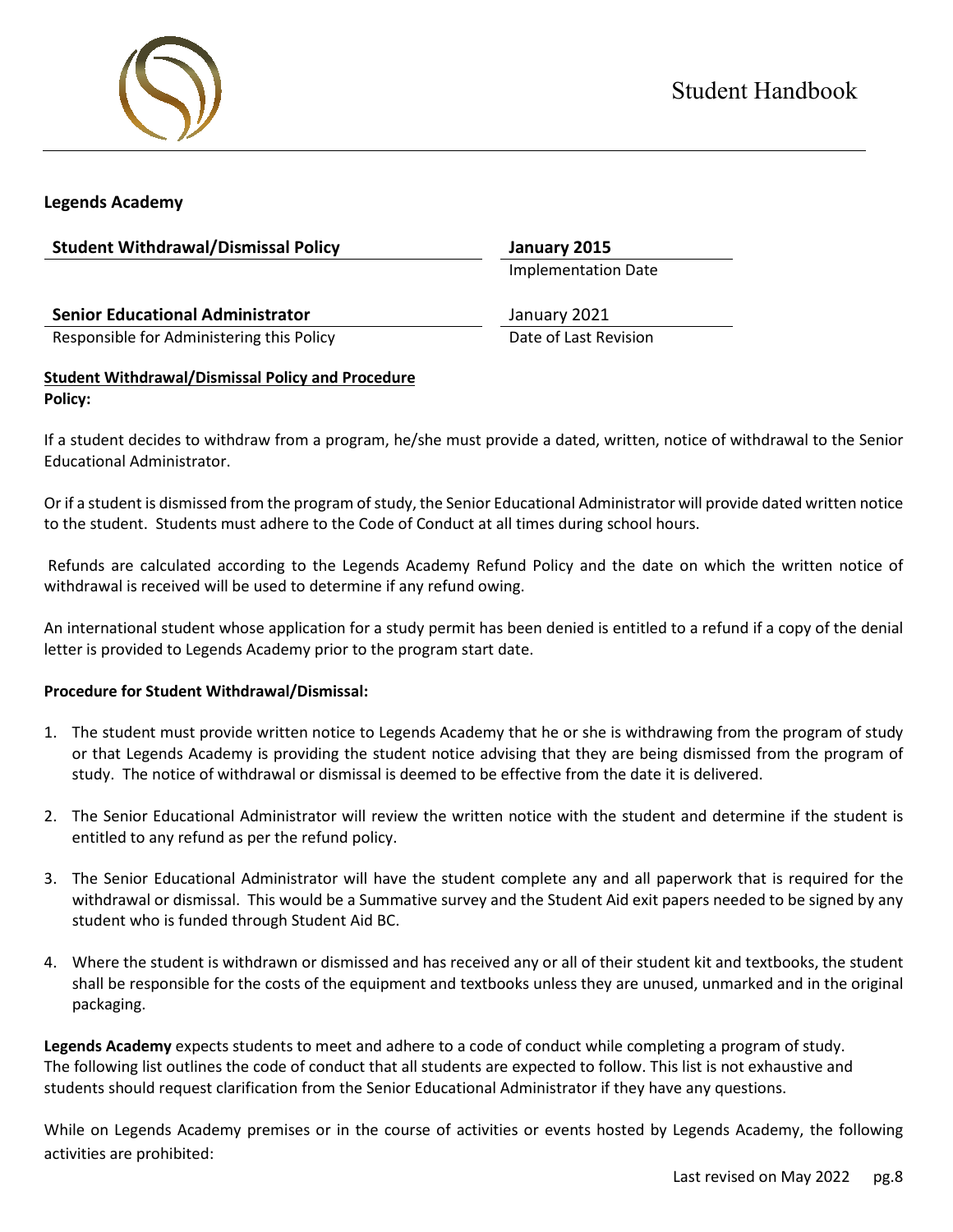**Legends Academy**

| **Student Withdrawal/Dismissal Policy** | **January 2015** |
|---|---|
| | Implementation Date |
| **Senior Educational Administrator** | January 2021 |
| Responsible for Administering this Policy | Date of Last Revision |

**Student Withdrawal/Dismissal Policy and Procedure**

**Policy:**

If a student decides to withdraw from a program, he/she must provide a dated, written, notice of withdrawal to the Senior Educational Administrator.

Or if a student is dismissed from the program of study, the Senior Educational Administrator will provide dated written notice to the student. Students must adhere to the Code of Conduct at all times during school hours.

Refunds are calculated according to the Legends Academy Refund Policy and the date on which the written notice of withdrawal is received will be used to determine if any refund owing.

An international student whose application for a study permit has been denied is entitled to a refund if a copy of the denial letter is provided to Legends Academy prior to the program start date.

**Procedure for Student Withdrawal/Dismissal:**

1. The student must provide written notice to Legends Academy that he or she is withdrawing from the program of study or that Legends Academy is providing the student notice advising that they are being dismissed from the program of study. The notice of withdrawal or dismissal is deemed to be effective from the date it is delivered.

2. The Senior Educational Administrator will review the written notice with the student and determine if the student is entitled to any refund as per the refund policy.

3. The Senior Educational Administrator will have the student complete any and all paperwork that is required for the withdrawal or dismissal. This would be a Summative survey and the Student Aid exit papers needed to be signed by any student who is funded through Student Aid BC.

4. Where the student is withdrawn or dismissed and has received any or all of their student kit and textbooks, the student shall be responsible for the costs of the equipment and textbooks unless they are unused, unmarked and in the original packaging.

**Legends Academy** expects students to meet and adhere to a code of conduct while completing a program of study. The following list outlines the code of conduct that all students are expected to follow. This list is not exhaustive and students should request clarification from the Senior Educational Administrator if they have any questions.

While on Legends Academy premises or in the course of activities or events hosted by Legends Academy, the following activities are prohibited: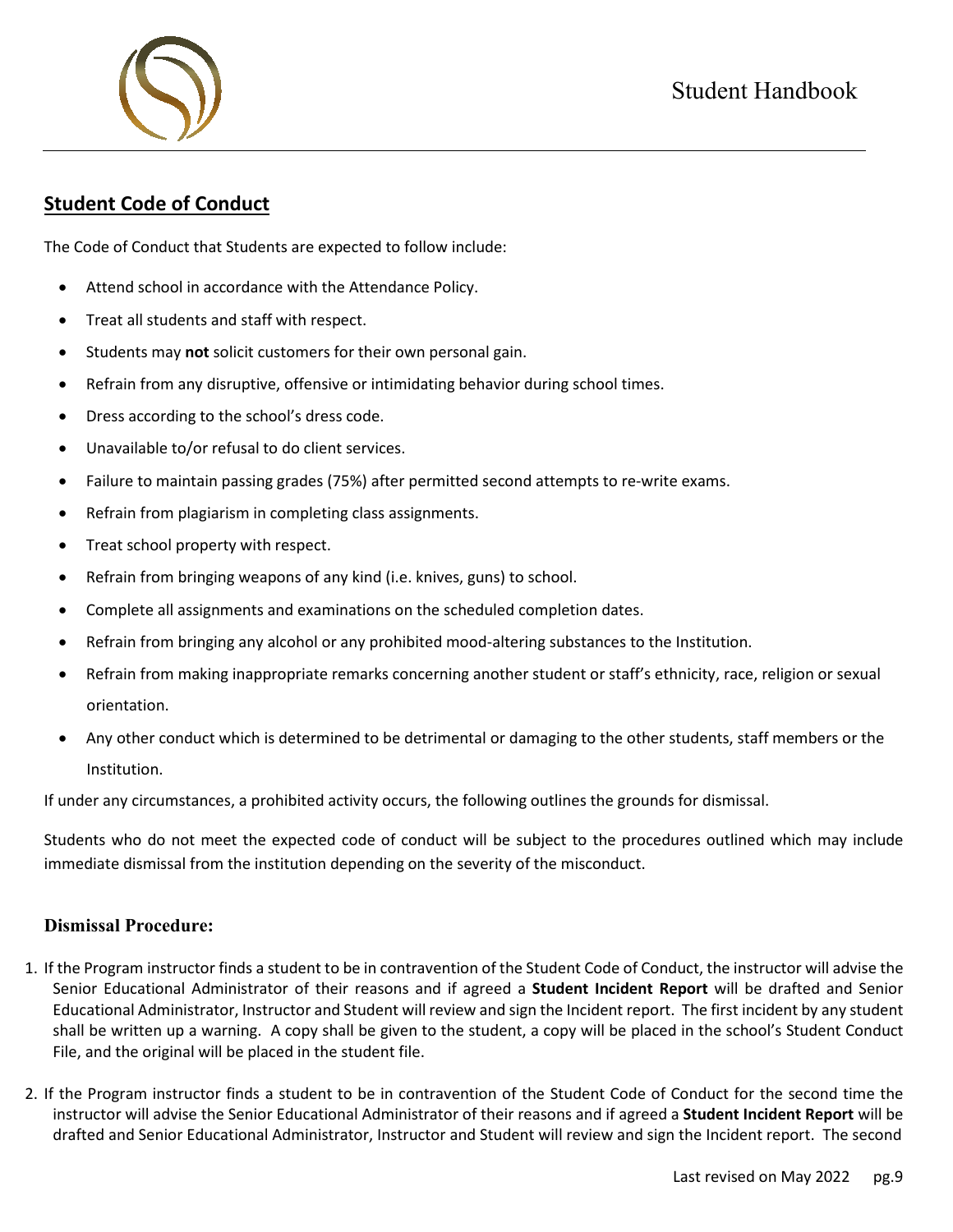## Student Code of Conduct

The Code of Conduct that Students are expected to follow include:

- Attend school in accordance with the Attendance Policy.
- Treat all students and staff with respect.
- Students may **not** solicit customers for their own personal gain.
- Refrain from any disruptive, offensive or intimidating behavior during school times.
- Dress according to the school's dress code.
- Unavailable to/or refusal to do client services.
- Failure to maintain passing grades (75%) after permitted second attempts to re-write exams.
- Refrain from plagiarism in completing class assignments.
- Treat school property with respect.
- Refrain from bringing weapons of any kind (i.e. knives, guns) to school.
- Complete all assignments and examinations on the scheduled completion dates.
- Refrain from bringing any alcohol or any prohibited mood-altering substances to the Institution.
- Refrain from making inappropriate remarks concerning another student or staff's ethnicity, race, religion or sexual orientation.
- Any other conduct which is determined to be detrimental or damaging to the other students, staff members or the Institution.

If under any circumstances, a prohibited activity occurs, the following outlines the grounds for dismissal.

Students who do not meet the expected code of conduct will be subject to the procedures outlined which may include immediate dismissal from the institution depending on the severity of the misconduct.

### Dismissal Procedure:

1. If the Program instructor finds a student to be in contravention of the Student Code of Conduct, the instructor will advise the Senior Educational Administrator of their reasons and if agreed a **Student Incident Report** will be drafted and Senior Educational Administrator, Instructor and Student will review and sign the Incident report. The first incident by any student shall be written up a warning. A copy shall be given to the student, a copy will be placed in the school's Student Conduct File, and the original will be placed in the student file.

2. If the Program instructor finds a student to be in contravention of the Student Code of Conduct for the second time the instructor will advise the Senior Educational Administrator of their reasons and if agreed a **Student Incident Report** will be drafted and Senior Educational Administrator, Instructor and Student will review and sign the Incident report. The second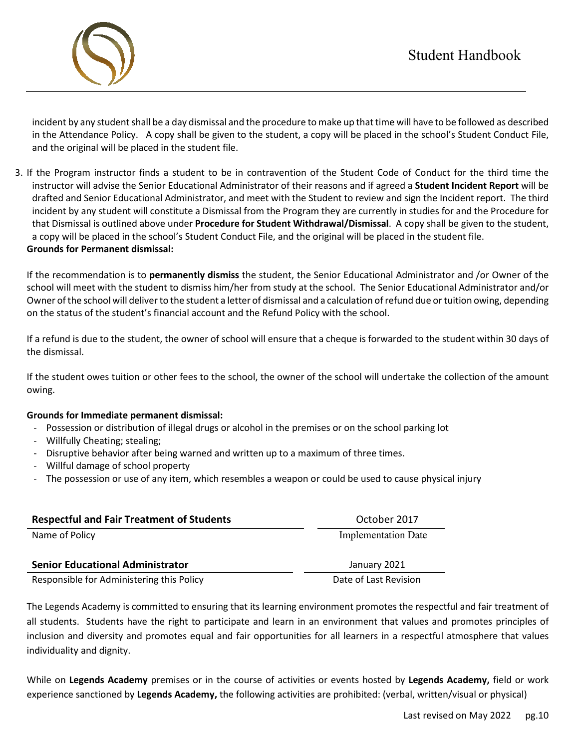incident by any student shall be a day dismissal and the procedure to make up that time will have to be followed as described in the Attendance Policy. A copy shall be given to the student, a copy will be placed in the school's Student Conduct File, and the original will be placed in the student file.

3. If the Program instructor finds a student to be in contravention of the Student Code of Conduct for the third time the instructor will advise the Senior Educational Administrator of their reasons and if agreed a **Student Incident Report** will be drafted and Senior Educational Administrator, and meet with the Student to review and sign the Incident report. The third incident by any student will constitute a Dismissal from the Program they are currently in studies for and the Procedure for that Dismissal is outlined above under **Procedure for Student Withdrawal/Dismissal**. A copy shall be given to the student, a copy will be placed in the school's Student Conduct File, and the original will be placed in the student file.

**Grounds for Permanent dismissal:**

If the recommendation is to **permanently dismiss** the student, the Senior Educational Administrator and /or Owner of the school will meet with the student to dismiss him/her from study at the school. The Senior Educational Administrator and/or Owner of the school will deliver to the student a letter of dismissal and a calculation of refund due or tuition owing, depending on the status of the student's financial account and the Refund Policy with the school.

If a refund is due to the student, the owner of school will ensure that a cheque is forwarded to the student within 30 days of the dismissal.

If the student owes tuition or other fees to the school, the owner of the school will undertake the collection of the amount owing.

**Grounds for Immediate permanent dismissal:**

- Possession or distribution of illegal drugs or alcohol in the premises or on the school parking lot
- Willfully Cheating; stealing;
- Disruptive behavior after being warned and written up to a maximum of three times.
- Willful damage of school property
- The possession or use of any item, which resembles a weapon or could be used to cause physical injury

| **Respectful and Fair Treatment of Students** | October 2017 |
|---|---|
| Name of Policy | Implementation Date |
| **Senior Educational Administrator** | January 2021 |
| Responsible for Administering this Policy | Date of Last Revision |

The Legends Academy is committed to ensuring that its learning environment promotes the respectful and fair treatment of all students. Students have the right to participate and learn in an environment that values and promotes principles of inclusion and diversity and promotes equal and fair opportunities for all learners in a respectful atmosphere that values individuality and dignity.

While on **Legends Academy** premises or in the course of activities or events hosted by **Legends Academy,** field or work experience sanctioned by **Legends Academy,** the following activities are prohibited: (verbal, written/visual or physical)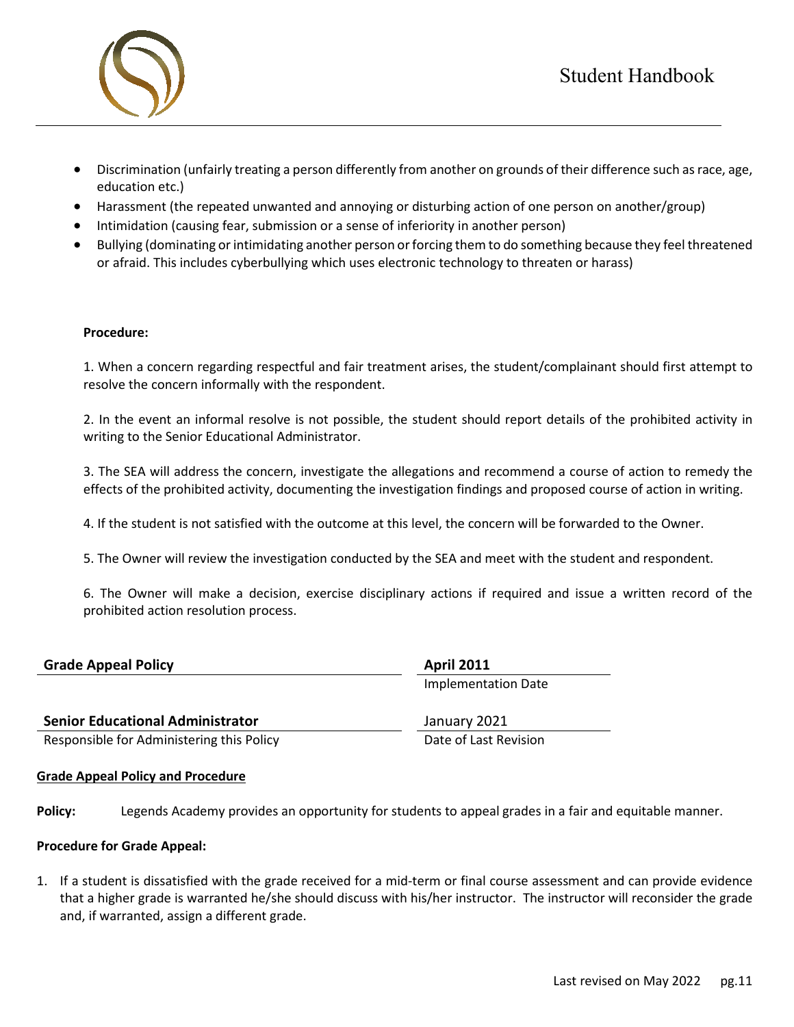- Discrimination (unfairly treating a person differently from another on grounds of their difference such as race, age, education etc.)
- Harassment (the repeated unwanted and annoying or disturbing action of one person on another/group)
- Intimidation (causing fear, submission or a sense of inferiority in another person)
- Bullying (dominating or intimidating another person or forcing them to do something because they feel threatened or afraid. This includes cyberbullying which uses electronic technology to threaten or harass)

**Procedure:**

1. When a concern regarding respectful and fair treatment arises, the student/complainant should first attempt to resolve the concern informally with the respondent.

2. In the event an informal resolve is not possible, the student should report details of the prohibited activity in writing to the Senior Educational Administrator.

3. The SEA will address the concern, investigate the allegations and recommend a course of action to remedy the effects of the prohibited activity, documenting the investigation findings and proposed course of action in writing.

4. If the student is not satisfied with the outcome at this level, the concern will be forwarded to the Owner.

5. The Owner will review the investigation conducted by the SEA and meet with the student and respondent.

6. The Owner will make a decision, exercise disciplinary actions if required and issue a written record of the prohibited action resolution process.

| **Grade Appeal Policy** | **April 2011** |
|---|---|
| | Implementation Date |
| **Senior Educational Administrator** | January 2021 |
| Responsible for Administering this Policy | Date of Last Revision |

**Grade Appeal Policy and Procedure**

**Policy:** Legends Academy provides an opportunity for students to appeal grades in a fair and equitable manner.

**Procedure for Grade Appeal:**

1. If a student is dissatisfied with the grade received for a mid-term or final course assessment and can provide evidence that a higher grade is warranted he/she should discuss with his/her instructor. The instructor will reconsider the grade and, if warranted, assign a different grade.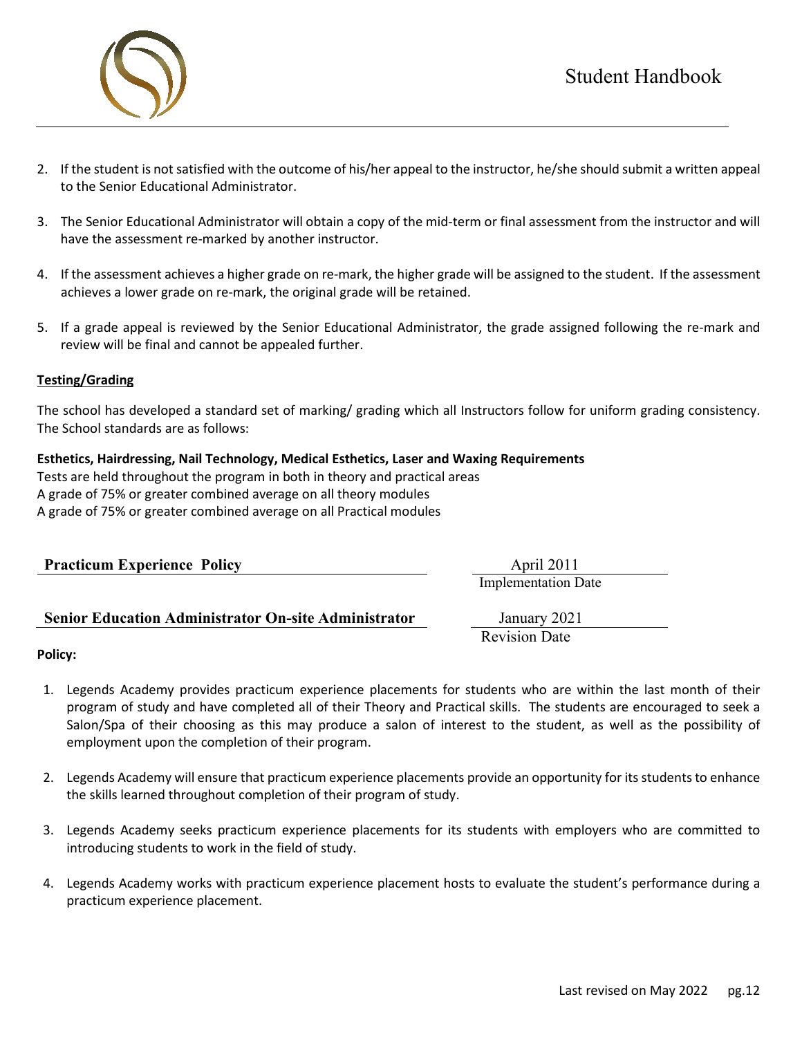2. If the student is not satisfied with the outcome of his/her appeal to the instructor, he/she should submit a written appeal to the Senior Educational Administrator.

3. The Senior Educational Administrator will obtain a copy of the mid-term or final assessment from the instructor and will have the assessment re-marked by another instructor.

4. If the assessment achieves a higher grade on re-mark, the higher grade will be assigned to the student. If the assessment achieves a lower grade on re-mark, the original grade will be retained.

5. If a grade appeal is reviewed by the Senior Educational Administrator, the grade assigned following the re-mark and review will be final and cannot be appealed further.

**Testing/Grading**

The school has developed a standard set of marking/ grading which all Instructors follow for uniform grading consistency. The School standards are as follows:

**Esthetics, Hairdressing, Nail Technology, Medical Esthetics, Laser and Waxing Requirements**

Tests are held throughout the program in both in theory and practical areas
A grade of 75% or greater combined average on all theory modules
A grade of 75% or greater combined average on all Practical modules

| **Practicum Experience Policy** | April 2011 |
|---|---|
| | Implementation Date |
| **Senior Education Administrator On-site Administrator** | January 2021 |
| | Revision Date |

**Policy:**

1. Legends Academy provides practicum experience placements for students who are within the last month of their program of study and have completed all of their Theory and Practical skills. The students are encouraged to seek a Salon/Spa of their choosing as this may produce a salon of interest to the student, as well as the possibility of employment upon the completion of their program.

2. Legends Academy will ensure that practicum experience placements provide an opportunity for its students to enhance the skills learned throughout completion of their program of study.

3. Legends Academy seeks practicum experience placements for its students with employers who are committed to introducing students to work in the field of study.

4. Legends Academy works with practicum experience placement hosts to evaluate the student's performance during a practicum experience placement.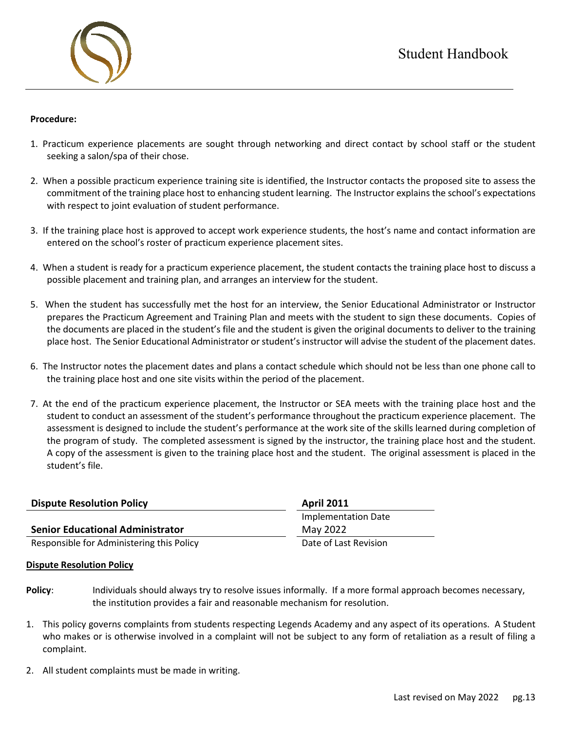**Procedure:**

1. Practicum experience placements are sought through networking and direct contact by school staff or the student seeking a salon/spa of their chose.

2. When a possible practicum experience training site is identified, the Instructor contacts the proposed site to assess the commitment of the training place host to enhancing student learning. The Instructor explains the school's expectations with respect to joint evaluation of student performance.

3. If the training place host is approved to accept work experience students, the host's name and contact information are entered on the school's roster of practicum experience placement sites.

4. When a student is ready for a practicum experience placement, the student contacts the training place host to discuss a possible placement and training plan, and arranges an interview for the student.

5. When the student has successfully met the host for an interview, the Senior Educational Administrator or Instructor prepares the Practicum Agreement and Training Plan and meets with the student to sign these documents. Copies of the documents are placed in the student's file and the student is given the original documents to deliver to the training place host. The Senior Educational Administrator or student's instructor will advise the student of the placement dates.

6. The Instructor notes the placement dates and plans a contact schedule which should not be less than one phone call to the training place host and one site visits within the period of the placement.

7. At the end of the practicum experience placement, the Instructor or SEA meets with the training place host and the student to conduct an assessment of the student's performance throughout the practicum experience placement. The assessment is designed to include the student's performance at the work site of the skills learned during completion of the program of study. The completed assessment is signed by the instructor, the training place host and the student. A copy of the assessment is given to the training place host and the student. The original assessment is placed in the student's file.

| **Dispute Resolution Policy** | **April 2011** |
|---|---|
| | Implementation Date |
| **Senior Educational Administrator** | May 2022 |
| Responsible for Administering this Policy | Date of Last Revision |

**Dispute Resolution Policy**

**Policy**: Individuals should always try to resolve issues informally. If a more formal approach becomes necessary, the institution provides a fair and reasonable mechanism for resolution.

1. This policy governs complaints from students respecting Legends Academy and any aspect of its operations. A Student who makes or is otherwise involved in a complaint will not be subject to any form of retaliation as a result of filing a complaint.

2. All student complaints must be made in writing.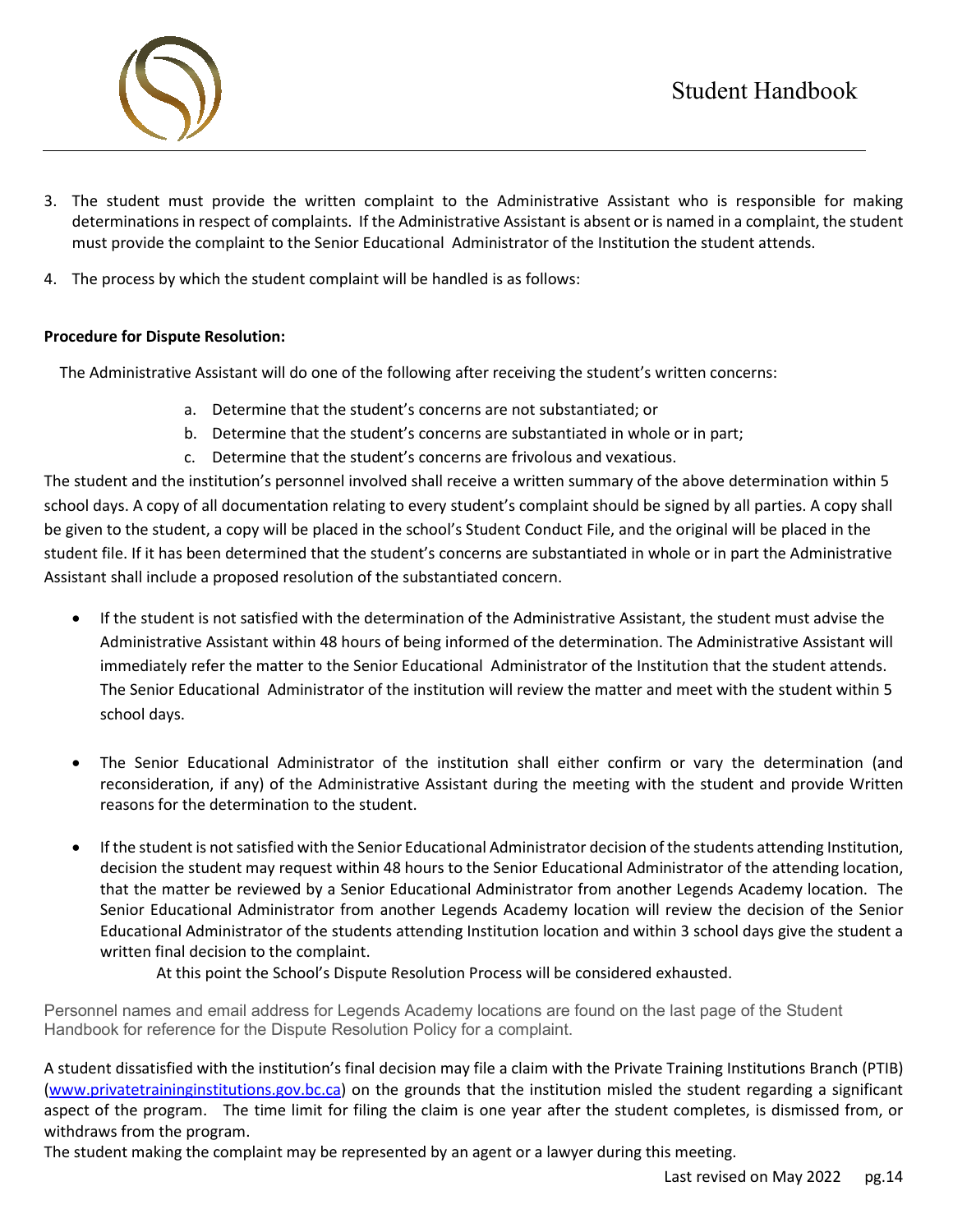3. The student must provide the written complaint to the Administrative Assistant who is responsible for making determinations in respect of complaints. If the Administrative Assistant is absent or is named in a complaint, the student must provide the complaint to the Senior Educational Administrator of the Institution the student attends.

4. The process by which the student complaint will be handled is as follows:

**Procedure for Dispute Resolution:**

The Administrative Assistant will do one of the following after receiving the student's written concerns:

a. Determine that the student's concerns are not substantiated; or
b. Determine that the student's concerns are substantiated in whole or in part;
c. Determine that the student's concerns are frivolous and vexatious.

The student and the institution's personnel involved shall receive a written summary of the above determination within 5 school days. A copy of all documentation relating to every student's complaint should be signed by all parties. A copy shall be given to the student, a copy will be placed in the school's Student Conduct File, and the original will be placed in the student file. If it has been determined that the student's concerns are substantiated in whole or in part the Administrative Assistant shall include a proposed resolution of the substantiated concern.

- If the student is not satisfied with the determination of the Administrative Assistant, the student must advise the Administrative Assistant within 48 hours of being informed of the determination. The Administrative Assistant will immediately refer the matter to the Senior Educational Administrator of the Institution that the student attends. The Senior Educational Administrator of the institution will review the matter and meet with the student within 5 school days.

- The Senior Educational Administrator of the institution shall either confirm or vary the determination (and reconsideration, if any) of the Administrative Assistant during the meeting with the student and provide Written reasons for the determination to the student.

- If the student is not satisfied with the Senior Educational Administrator decision of the students attending Institution, decision the student may request within 48 hours to the Senior Educational Administrator of the attending location, that the matter be reviewed by a Senior Educational Administrator from another Legends Academy location. The Senior Educational Administrator from another Legends Academy location will review the decision of the Senior Educational Administrator of the students attending Institution location and within 3 school days give the student a written final decision to the complaint.

  At this point the School's Dispute Resolution Process will be considered exhausted.

Personnel names and email address for Legends Academy locations are found on the last page of the Student Handbook for reference for the Dispute Resolution Policy for a complaint.

A student dissatisfied with the institution's final decision may file a claim with the Private Training Institutions Branch (PTIB) (www.privatetraininginstitutions.gov.bc.ca) on the grounds that the institution misled the student regarding a significant aspect of the program. The time limit for filing the claim is one year after the student completes, is dismissed from, or withdraws from the program.

The student making the complaint may be represented by an agent or a lawyer during this meeting.

Last revised on May 2022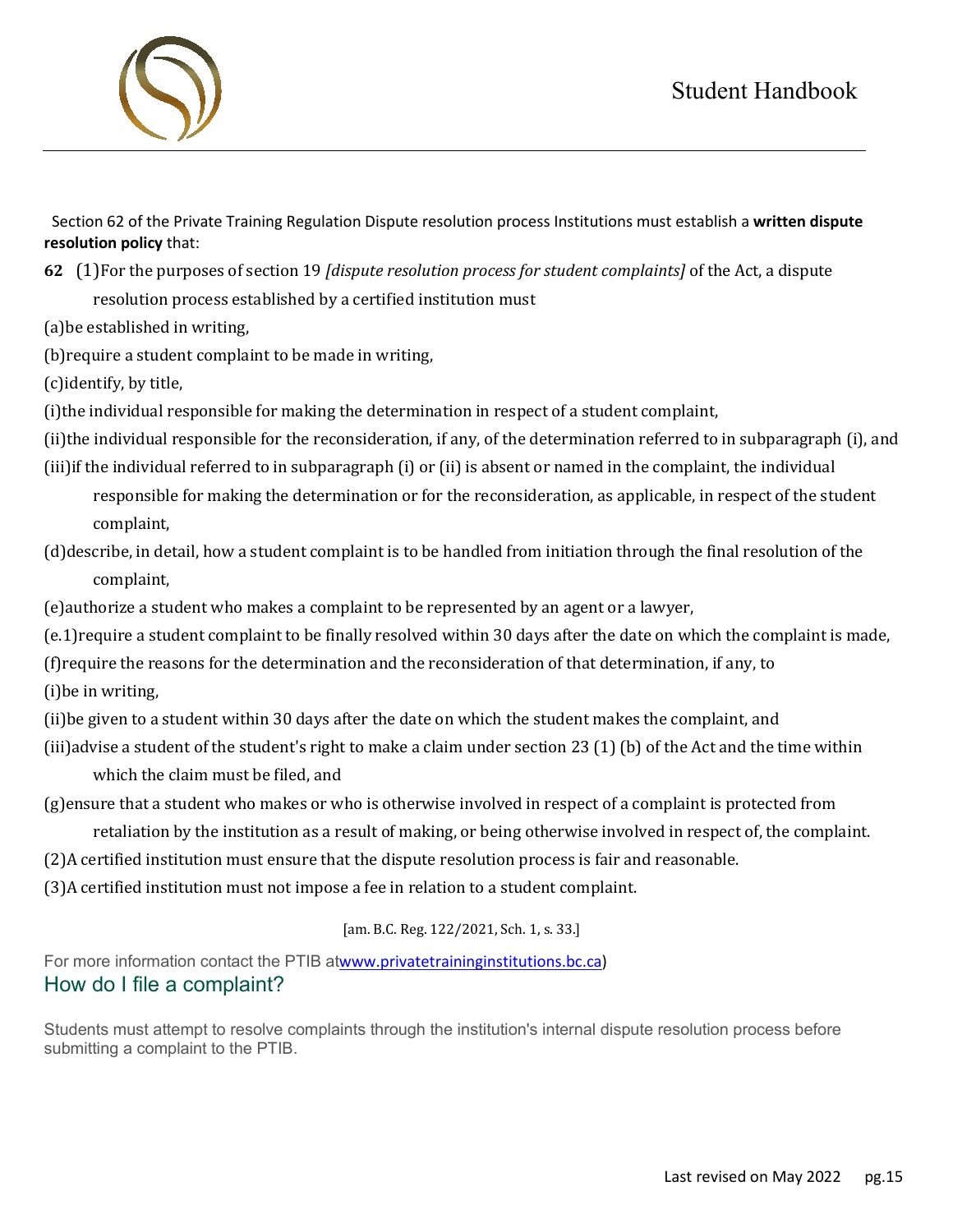Section 62 of the Private Training Regulation Dispute resolution process Institutions must establish a **written dispute resolution policy** that:

**62** (1)For the purposes of section 19 *[dispute resolution process for student complaints]* of the Act, a dispute resolution process established by a certified institution must

(a)be established in writing,

(b)require a student complaint to be made in writing,

(c)identify, by title,

(i)the individual responsible for making the determination in respect of a student complaint,

(ii)the individual responsible for the reconsideration, if any, of the determination referred to in subparagraph (i), and

(iii)if the individual referred to in subparagraph (i) or (ii) is absent or named in the complaint, the individual responsible for making the determination or for the reconsideration, as applicable, in respect of the student complaint,

(d)describe, in detail, how a student complaint is to be handled from initiation through the final resolution of the complaint,

(e)authorize a student who makes a complaint to be represented by an agent or a lawyer,

(e.1)require a student complaint to be finally resolved within 30 days after the date on which the complaint is made,

(f)require the reasons for the determination and the reconsideration of that determination, if any, to

(i)be in writing,

(ii)be given to a student within 30 days after the date on which the student makes the complaint, and

(iii)advise a student of the student's right to make a claim under section 23 (1) (b) of the Act and the time within which the claim must be filed, and

(g)ensure that a student who makes or who is otherwise involved in respect of a complaint is protected from retaliation by the institution as a result of making, or being otherwise involved in respect of, the complaint.

(2)A certified institution must ensure that the dispute resolution process is fair and reasonable.

(3)A certified institution must not impose a fee in relation to a student complaint.

[am. B.C. Reg. 122/2021, Sch. 1, s. 33.]

For more information contact the PTIB at[www.privatetraininginstitutions.bc.ca](http://www.privatetraininginstitutions.bc.ca))

## How do I file a complaint?

Students must attempt to resolve complaints through the institution's internal dispute resolution process before submitting a complaint to the PTIB.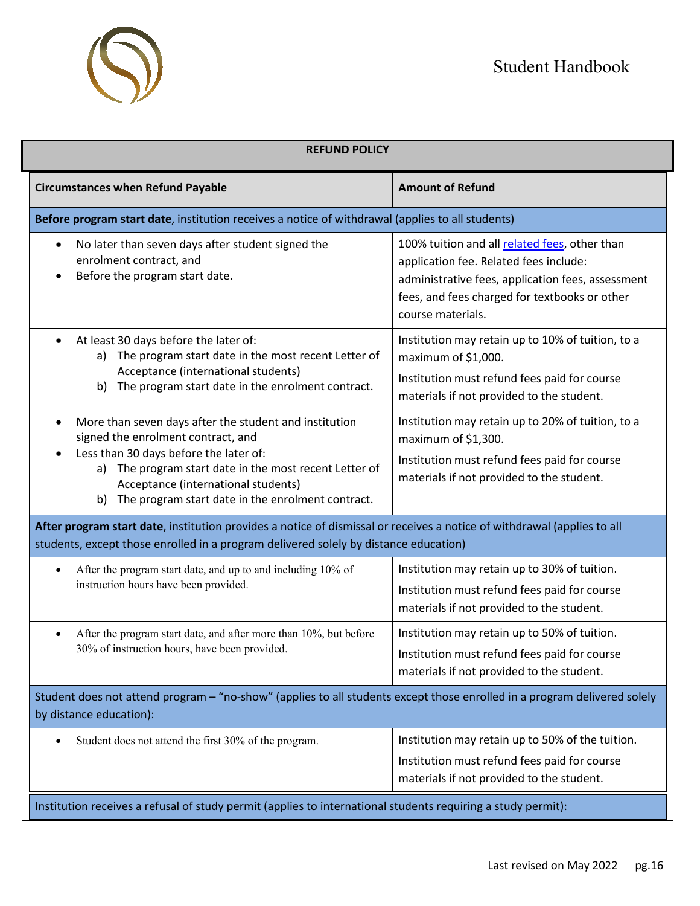| REFUND POLICY | |
|---|---|
| **Circumstances when Refund Payable** | **Amount of Refund** |
| **Before program start date**, institution receives a notice of withdrawal (applies to all students) | |
| • No later than seven days after student signed the enrolment contract, and<br>• Before the program start date. | 100% tuition and all related fees, other than application fee. Related fees include: administrative fees, application fees, assessment fees, and fees charged for textbooks or other course materials. |
| • At least 30 days before the later of:<br>a) The program start date in the most recent Letter of Acceptance (international students)<br>b) The program start date in the enrolment contract. | Institution may retain up to 10% of tuition, to a maximum of $1,000.<br>Institution must refund fees paid for course materials if not provided to the student. |
| • More than seven days after the student and institution signed the enrolment contract, and<br>• Less than 30 days before the later of:<br>a) The program start date in the most recent Letter of Acceptance (international students)<br>b) The program start date in the enrolment contract. | Institution may retain up to 20% of tuition, to a maximum of $1,300.<br>Institution must refund fees paid for course materials if not provided to the student. |
| **After program start date**, institution provides a notice of dismissal or receives a notice of withdrawal (applies to all students, except those enrolled in a program delivered solely by distance education) | |
| • After the program start date, and up to and including 10% of instruction hours have been provided. | Institution may retain up to 30% of tuition.<br>Institution must refund fees paid for course materials if not provided to the student. |
| • After the program start date, and after more than 10%, but before 30% of instruction hours, have been provided. | Institution may retain up to 50% of tuition.<br>Institution must refund fees paid for course materials if not provided to the student. |
| Student does not attend program – "no-show" (applies to all students except those enrolled in a program delivered solely by distance education): | |
| • Student does not attend the first 30% of the program. | Institution may retain up to 50% of the tuition.<br>Institution must refund fees paid for course materials if not provided to the student. |
| Institution receives a refusal of study permit (applies to international students requiring a study permit): | |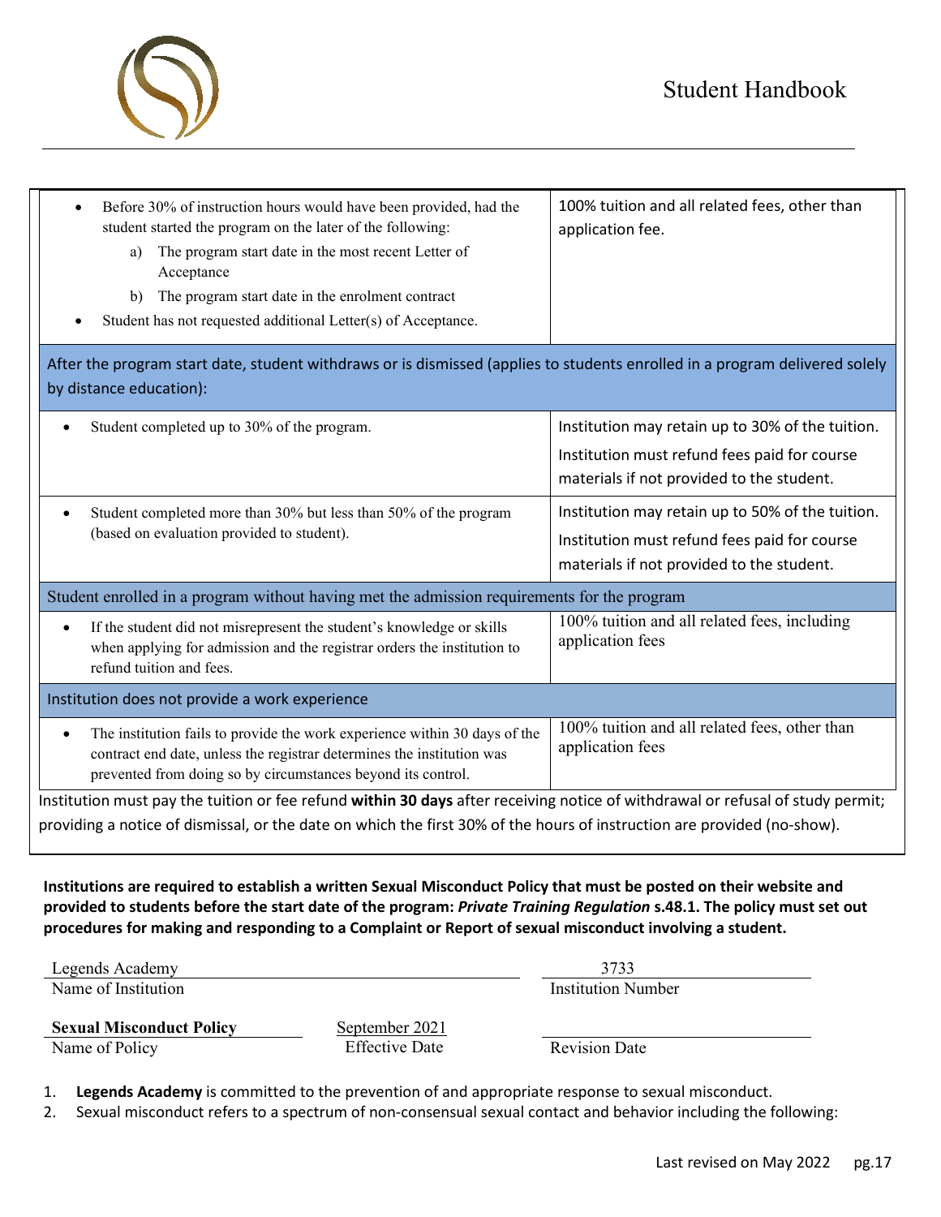| | |
|---|---|
| • Before 30% of instruction hours would have been provided, had the student started the program on the later of the following:<br>a) The program start date in the most recent Letter of Acceptance<br>b) The program start date in the enrolment contract<br>• Student has not requested additional Letter(s) of Acceptance. | 100% tuition and all related fees, other than application fee. |
| **After the program start date, student withdraws or is dismissed (applies to students enrolled in a program delivered solely by distance education):** | |
| • Student completed up to 30% of the program. | Institution may retain up to 30% of the tuition.<br>Institution must refund fees paid for course materials if not provided to the student. |
| • Student completed more than 30% but less than 50% of the program (based on evaluation provided to student). | Institution may retain up to 50% of the tuition.<br>Institution must refund fees paid for course materials if not provided to the student. |
| **Student enrolled in a program without having met the admission requirements for the program** | |
| • If the student did not misrepresent the student's knowledge or skills when applying for admission and the registrar orders the institution to refund tuition and fees. | 100% tuition and all related fees, including application fees |
| **Institution does not provide a work experience** | |
| • The institution fails to provide the work experience within 30 days of the contract end date, unless the registrar determines the institution was prevented from doing so by circumstances beyond its control. | 100% tuition and all related fees, other than application fees |

Institution must pay the tuition or fee refund **within 30 days** after receiving notice of withdrawal or refusal of study permit; providing a notice of dismissal, or the date on which the first 30% of the hours of instruction are provided (no-show).

**Institutions are required to establish a written Sexual Misconduct Policy that must be posted on their website and provided to students before the start date of the program: *Private Training Regulation* s.48.1. The policy must set out procedures for making and responding to a Complaint or Report of sexual misconduct involving a student.**

| Name of Institution | Institution Number |
|---|---|
| Legends Academy | 3733 |

| Name of Policy | Effective Date | Revision Date |
|---|---|---|
| **Sexual Misconduct Policy** | September 2021 | |

1. **Legends Academy** is committed to the prevention of and appropriate response to sexual misconduct.
2. Sexual misconduct refers to a spectrum of non-consensual sexual contact and behavior including the following: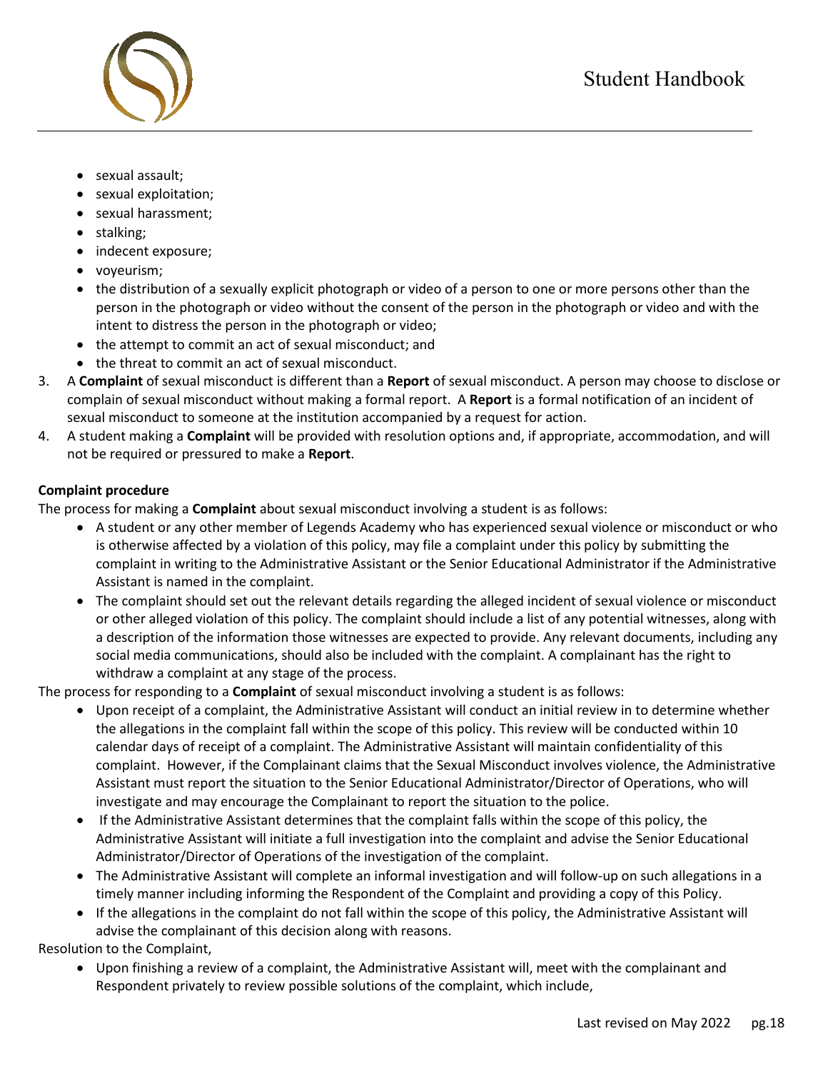- sexual assault;
- sexual exploitation;
- sexual harassment;
- stalking;
- indecent exposure;
- voyeurism;
- the distribution of a sexually explicit photograph or video of a person to one or more persons other than the person in the photograph or video without the consent of the person in the photograph or video and with the intent to distress the person in the photograph or video;
- the attempt to commit an act of sexual misconduct; and
- the threat to commit an act of sexual misconduct.

3. A **Complaint** of sexual misconduct is different than a **Report** of sexual misconduct. A person may choose to disclose or complain of sexual misconduct without making a formal report. A **Report** is a formal notification of an incident of sexual misconduct to someone at the institution accompanied by a request for action.
4. A student making a **Complaint** will be provided with resolution options and, if appropriate, accommodation, and will not be required or pressured to make a **Report**.

**Complaint procedure**

The process for making a **Complaint** about sexual misconduct involving a student is as follows:

- A student or any other member of Legends Academy who has experienced sexual violence or misconduct or who is otherwise affected by a violation of this policy, may file a complaint under this policy by submitting the complaint in writing to the Administrative Assistant or the Senior Educational Administrator if the Administrative Assistant is named in the complaint.
- The complaint should set out the relevant details regarding the alleged incident of sexual violence or misconduct or other alleged violation of this policy. The complaint should include a list of any potential witnesses, along with a description of the information those witnesses are expected to provide. Any relevant documents, including any social media communications, should also be included with the complaint. A complainant has the right to withdraw a complaint at any stage of the process.

The process for responding to a **Complaint** of sexual misconduct involving a student is as follows:

- Upon receipt of a complaint, the Administrative Assistant will conduct an initial review in to determine whether the allegations in the complaint fall within the scope of this policy. This review will be conducted within 10 calendar days of receipt of a complaint. The Administrative Assistant will maintain confidentiality of this complaint. However, if the Complainant claims that the Sexual Misconduct involves violence, the Administrative Assistant must report the situation to the Senior Educational Administrator/Director of Operations, who will investigate and may encourage the Complainant to report the situation to the police.
- If the Administrative Assistant determines that the complaint falls within the scope of this policy, the Administrative Assistant will initiate a full investigation into the complaint and advise the Senior Educational Administrator/Director of Operations of the investigation of the complaint.
- The Administrative Assistant will complete an informal investigation and will follow-up on such allegations in a timely manner including informing the Respondent of the Complaint and providing a copy of this Policy.
- If the allegations in the complaint do not fall within the scope of this policy, the Administrative Assistant will advise the complainant of this decision along with reasons.

Resolution to the Complaint,

- Upon finishing a review of a complaint, the Administrative Assistant will, meet with the complainant and Respondent privately to review possible solutions of the complaint, which include,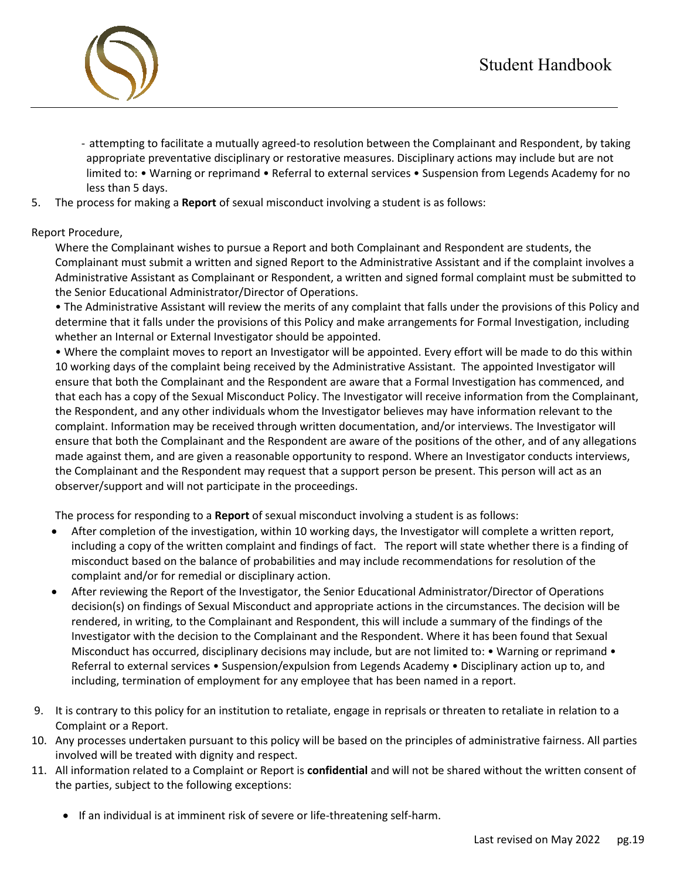- attempting to facilitate a mutually agreed-to resolution between the Complainant and Respondent, by taking appropriate preventative disciplinary or restorative measures. Disciplinary actions may include but are not limited to: • Warning or reprimand • Referral to external services • Suspension from Legends Academy for no less than 5 days.

5. The process for making a **Report** of sexual misconduct involving a student is as follows:

Report Procedure,

Where the Complainant wishes to pursue a Report and both Complainant and Respondent are students, the Complainant must submit a written and signed Report to the Administrative Assistant and if the complaint involves a Administrative Assistant as Complainant or Respondent, a written and signed formal complaint must be submitted to the Senior Educational Administrator/Director of Operations.

• The Administrative Assistant will review the merits of any complaint that falls under the provisions of this Policy and determine that it falls under the provisions of this Policy and make arrangements for Formal Investigation, including whether an Internal or External Investigator should be appointed.

• Where the complaint moves to report an Investigator will be appointed. Every effort will be made to do this within 10 working days of the complaint being received by the Administrative Assistant. The appointed Investigator will ensure that both the Complainant and the Respondent are aware that a Formal Investigation has commenced, and that each has a copy of the Sexual Misconduct Policy. The Investigator will receive information from the Complainant, the Respondent, and any other individuals whom the Investigator believes may have information relevant to the complaint. Information may be received through written documentation, and/or interviews. The Investigator will ensure that both the Complainant and the Respondent are aware of the positions of the other, and of any allegations made against them, and are given a reasonable opportunity to respond. Where an Investigator conducts interviews, the Complainant and the Respondent may request that a support person be present. This person will act as an observer/support and will not participate in the proceedings.

The process for responding to a **Report** of sexual misconduct involving a student is as follows:

- After completion of the investigation, within 10 working days, the Investigator will complete a written report, including a copy of the written complaint and findings of fact. The report will state whether there is a finding of misconduct based on the balance of probabilities and may include recommendations for resolution of the complaint and/or for remedial or disciplinary action.
- After reviewing the Report of the Investigator, the Senior Educational Administrator/Director of Operations decision(s) on findings of Sexual Misconduct and appropriate actions in the circumstances. The decision will be rendered, in writing, to the Complainant and Respondent, this will include a summary of the findings of the Investigator with the decision to the Complainant and the Respondent. Where it has been found that Sexual Misconduct has occurred, disciplinary decisions may include, but are not limited to: • Warning or reprimand • Referral to external services • Suspension/expulsion from Legends Academy • Disciplinary action up to, and including, termination of employment for any employee that has been named in a report.

9. It is contrary to this policy for an institution to retaliate, engage in reprisals or threaten to retaliate in relation to a Complaint or a Report.
10. Any processes undertaken pursuant to this policy will be based on the principles of administrative fairness. All parties involved will be treated with dignity and respect.
11. All information related to a Complaint or Report is **confidential** and will not be shared without the written consent of the parties, subject to the following exceptions:

    - If an individual is at imminent risk of severe or life-threatening self-harm.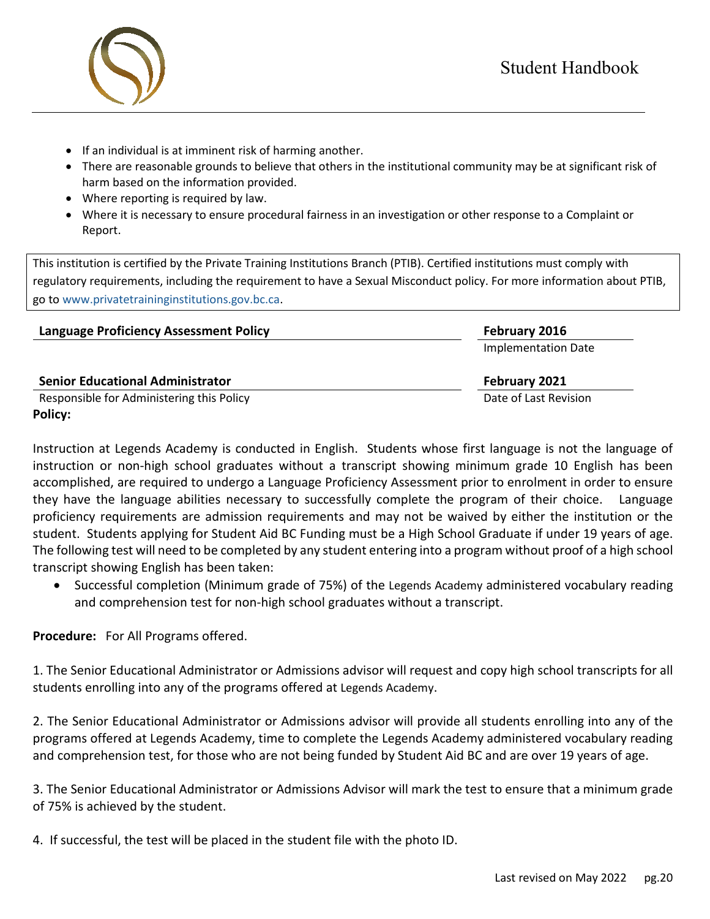- If an individual is at imminent risk of harming another.
- There are reasonable grounds to believe that others in the institutional community may be at significant risk of harm based on the information provided.
- Where reporting is required by law.
- Where it is necessary to ensure procedural fairness in an investigation or other response to a Complaint or Report.

> This institution is certified by the Private Training Institutions Branch (PTIB). Certified institutions must comply with regulatory requirements, including the requirement to have a Sexual Misconduct policy. For more information about PTIB, go to www.privatetraininginstitutions.gov.bc.ca.

| **Language Proficiency Assessment Policy** | **February 2016** |
|---|---|
| | Implementation Date |
| **Senior Educational Administrator** | **February 2021** |
| Responsible for Administering this Policy | Date of Last Revision |

**Policy:**

Instruction at Legends Academy is conducted in English. Students whose first language is not the language of instruction or non-high school graduates without a transcript showing minimum grade 10 English has been accomplished, are required to undergo a Language Proficiency Assessment prior to enrolment in order to ensure they have the language abilities necessary to successfully complete the program of their choice. Language proficiency requirements are admission requirements and may not be waived by either the institution or the student. Students applying for Student Aid BC Funding must be a High School Graduate if under 19 years of age. The following test will need to be completed by any student entering into a program without proof of a high school transcript showing English has been taken:

- Successful completion (Minimum grade of 75%) of the Legends Academy administered vocabulary reading and comprehension test for non-high school graduates without a transcript.

**Procedure:** For All Programs offered.

1. The Senior Educational Administrator or Admissions advisor will request and copy high school transcripts for all students enrolling into any of the programs offered at Legends Academy.

2. The Senior Educational Administrator or Admissions advisor will provide all students enrolling into any of the programs offered at Legends Academy, time to complete the Legends Academy administered vocabulary reading and comprehension test, for those who are not being funded by Student Aid BC and are over 19 years of age.

3. The Senior Educational Administrator or Admissions Advisor will mark the test to ensure that a minimum grade of 75% is achieved by the student.

4. If successful, the test will be placed in the student file with the photo ID.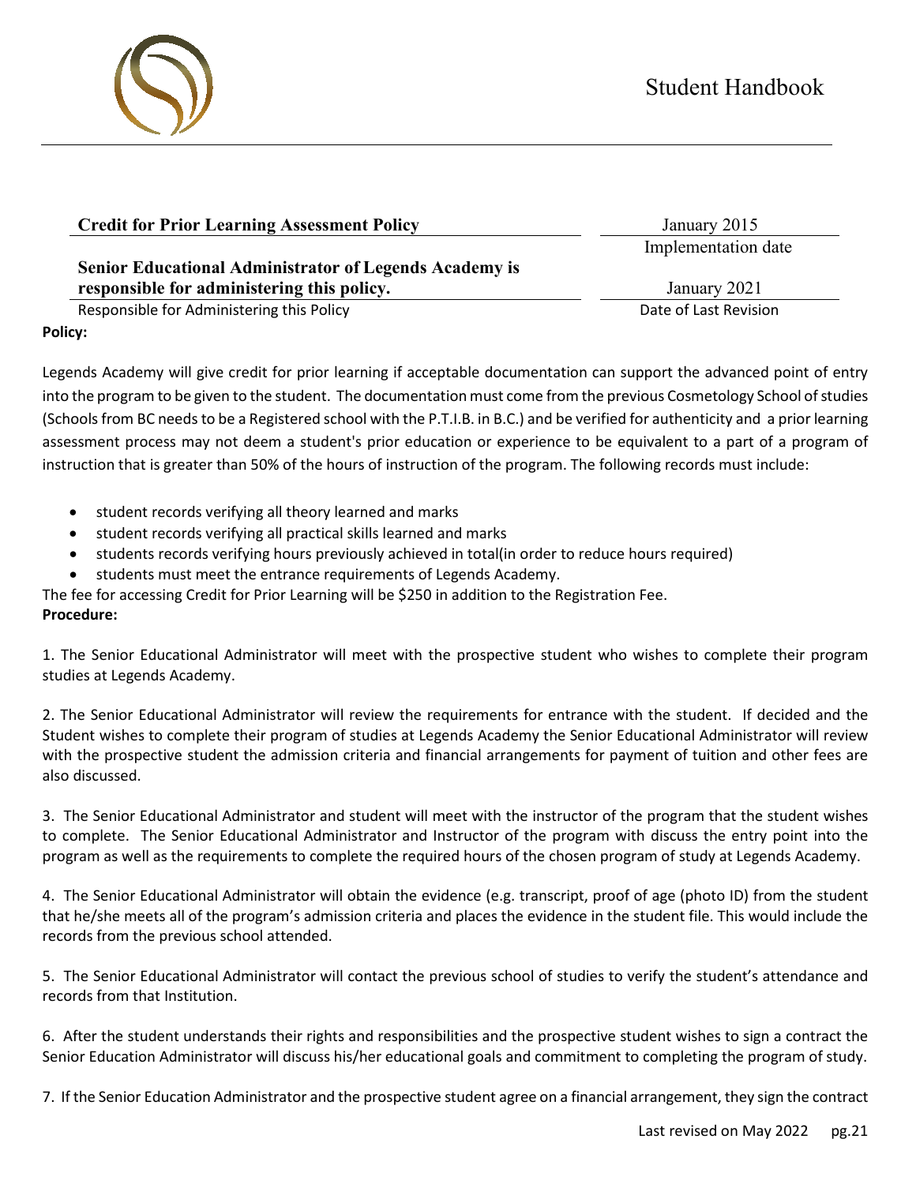| **Credit for Prior Learning Assessment Policy** | January 2015 |
|---|---|
| | Implementation date |
| **Senior Educational Administrator of Legends Academy is responsible for administering this policy.** | January 2021 |
| Responsible for Administering this Policy | Date of Last Revision |

**Policy:**

Legends Academy will give credit for prior learning if acceptable documentation can support the advanced point of entry into the program to be given to the student. The documentation must come from the previous Cosmetology School of studies (Schools from BC needs to be a Registered school with the P.T.I.B. in B.C.) and be verified for authenticity and a prior learning assessment process may not deem a student's prior education or experience to be equivalent to a part of a program of instruction that is greater than 50% of the hours of instruction of the program. The following records must include:

- student records verifying all theory learned and marks
- student records verifying all practical skills learned and marks
- students records verifying hours previously achieved in total(in order to reduce hours required)
- students must meet the entrance requirements of Legends Academy.

The fee for accessing Credit for Prior Learning will be $250 in addition to the Registration Fee.

**Procedure:**

1. The Senior Educational Administrator will meet with the prospective student who wishes to complete their program studies at Legends Academy.

2. The Senior Educational Administrator will review the requirements for entrance with the student. If decided and the Student wishes to complete their program of studies at Legends Academy the Senior Educational Administrator will review with the prospective student the admission criteria and financial arrangements for payment of tuition and other fees are also discussed.

3. The Senior Educational Administrator and student will meet with the instructor of the program that the student wishes to complete. The Senior Educational Administrator and Instructor of the program with discuss the entry point into the program as well as the requirements to complete the required hours of the chosen program of study at Legends Academy.

4. The Senior Educational Administrator will obtain the evidence (e.g. transcript, proof of age (photo ID) from the student that he/she meets all of the program's admission criteria and places the evidence in the student file. This would include the records from the previous school attended.

5. The Senior Educational Administrator will contact the previous school of studies to verify the student's attendance and records from that Institution.

6. After the student understands their rights and responsibilities and the prospective student wishes to sign a contract the Senior Education Administrator will discuss his/her educational goals and commitment to completing the program of study.

7. If the Senior Education Administrator and the prospective student agree on a financial arrangement, they sign the contract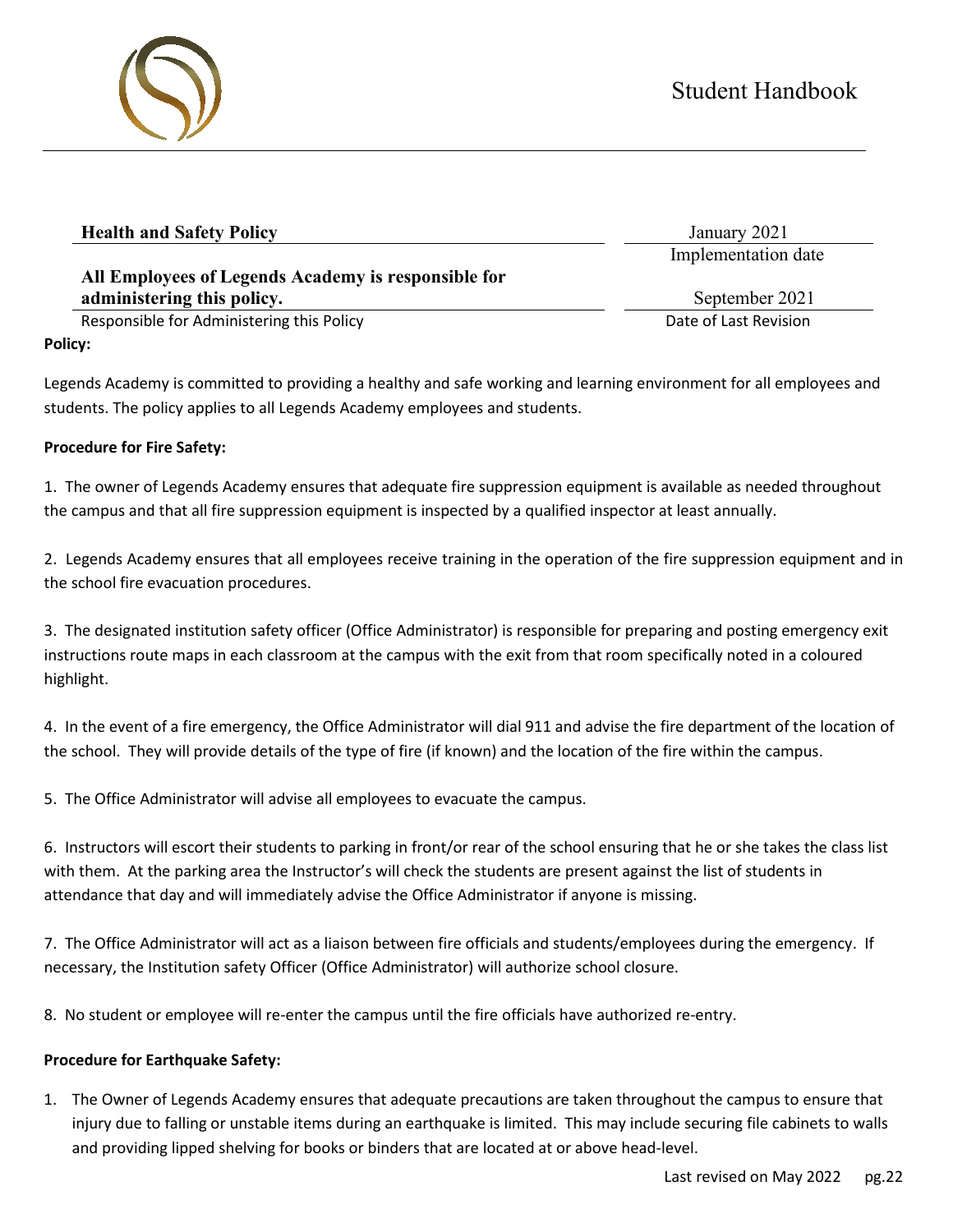| Health and Safety Policy | January 2021 |
|---|---|
| | Implementation date |
| **All Employees of Legends Academy is responsible for administering this policy.** | September 2021 |
| Responsible for Administering this Policy | Date of Last Revision |

**Policy:**

Legends Academy is committed to providing a healthy and safe working and learning environment for all employees and students. The policy applies to all Legends Academy employees and students.

**Procedure for Fire Safety:**

1. The owner of Legends Academy ensures that adequate fire suppression equipment is available as needed throughout the campus and that all fire suppression equipment is inspected by a qualified inspector at least annually.

2. Legends Academy ensures that all employees receive training in the operation of the fire suppression equipment and in the school fire evacuation procedures.

3. The designated institution safety officer (Office Administrator) is responsible for preparing and posting emergency exit instructions route maps in each classroom at the campus with the exit from that room specifically noted in a coloured highlight.

4. In the event of a fire emergency, the Office Administrator will dial 911 and advise the fire department of the location of the school. They will provide details of the type of fire (if known) and the location of the fire within the campus.

5. The Office Administrator will advise all employees to evacuate the campus.

6. Instructors will escort their students to parking in front/or rear of the school ensuring that he or she takes the class list with them. At the parking area the Instructor's will check the students are present against the list of students in attendance that day and will immediately advise the Office Administrator if anyone is missing.

7. The Office Administrator will act as a liaison between fire officials and students/employees during the emergency. If necessary, the Institution safety Officer (Office Administrator) will authorize school closure.

8. No student or employee will re-enter the campus until the fire officials have authorized re-entry.

**Procedure for Earthquake Safety:**

1. The Owner of Legends Academy ensures that adequate precautions are taken throughout the campus to ensure that injury due to falling or unstable items during an earthquake is limited. This may include securing file cabinets to walls and providing lipped shelving for books or binders that are located at or above head-level.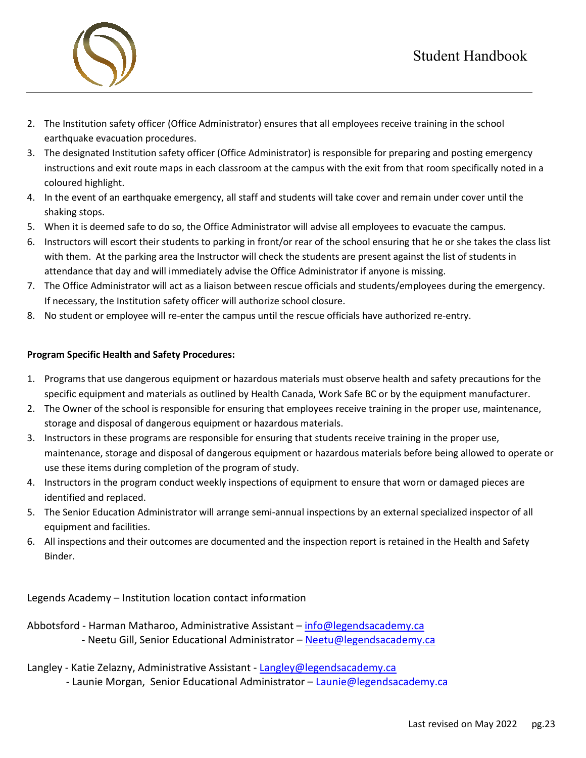2. The Institution safety officer (Office Administrator) ensures that all employees receive training in the school earthquake evacuation procedures.
3. The designated Institution safety officer (Office Administrator) is responsible for preparing and posting emergency instructions and exit route maps in each classroom at the campus with the exit from that room specifically noted in a coloured highlight.
4. In the event of an earthquake emergency, all staff and students will take cover and remain under cover until the shaking stops.
5. When it is deemed safe to do so, the Office Administrator will advise all employees to evacuate the campus.
6. Instructors will escort their students to parking in front/or rear of the school ensuring that he or she takes the class list with them. At the parking area the Instructor will check the students are present against the list of students in attendance that day and will immediately advise the Office Administrator if anyone is missing.
7. The Office Administrator will act as a liaison between rescue officials and students/employees during the emergency. If necessary, the Institution safety officer will authorize school closure.
8. No student or employee will re-enter the campus until the rescue officials have authorized re-entry.

**Program Specific Health and Safety Procedures:**

1. Programs that use dangerous equipment or hazardous materials must observe health and safety precautions for the specific equipment and materials as outlined by Health Canada, Work Safe BC or by the equipment manufacturer.
2. The Owner of the school is responsible for ensuring that employees receive training in the proper use, maintenance, storage and disposal of dangerous equipment or hazardous materials.
3. Instructors in these programs are responsible for ensuring that students receive training in the proper use, maintenance, storage and disposal of dangerous equipment or hazardous materials before being allowed to operate or use these items during completion of the program of study.
4. Instructors in the program conduct weekly inspections of equipment to ensure that worn or damaged pieces are identified and replaced.
5. The Senior Education Administrator will arrange semi-annual inspections by an external specialized inspector of all equipment and facilities.
6. All inspections and their outcomes are documented and the inspection report is retained in the Health and Safety Binder.

Legends Academy – Institution location contact information

Abbotsford - Harman Matharoo, Administrative Assistant – info@legendsacademy.ca
- Neetu Gill, Senior Educational Administrator – Neetu@legendsacademy.ca

Langley - Katie Zelazny, Administrative Assistant - Langley@legendsacademy.ca
- Launie Morgan, Senior Educational Administrator – Launie@legendsacademy.ca